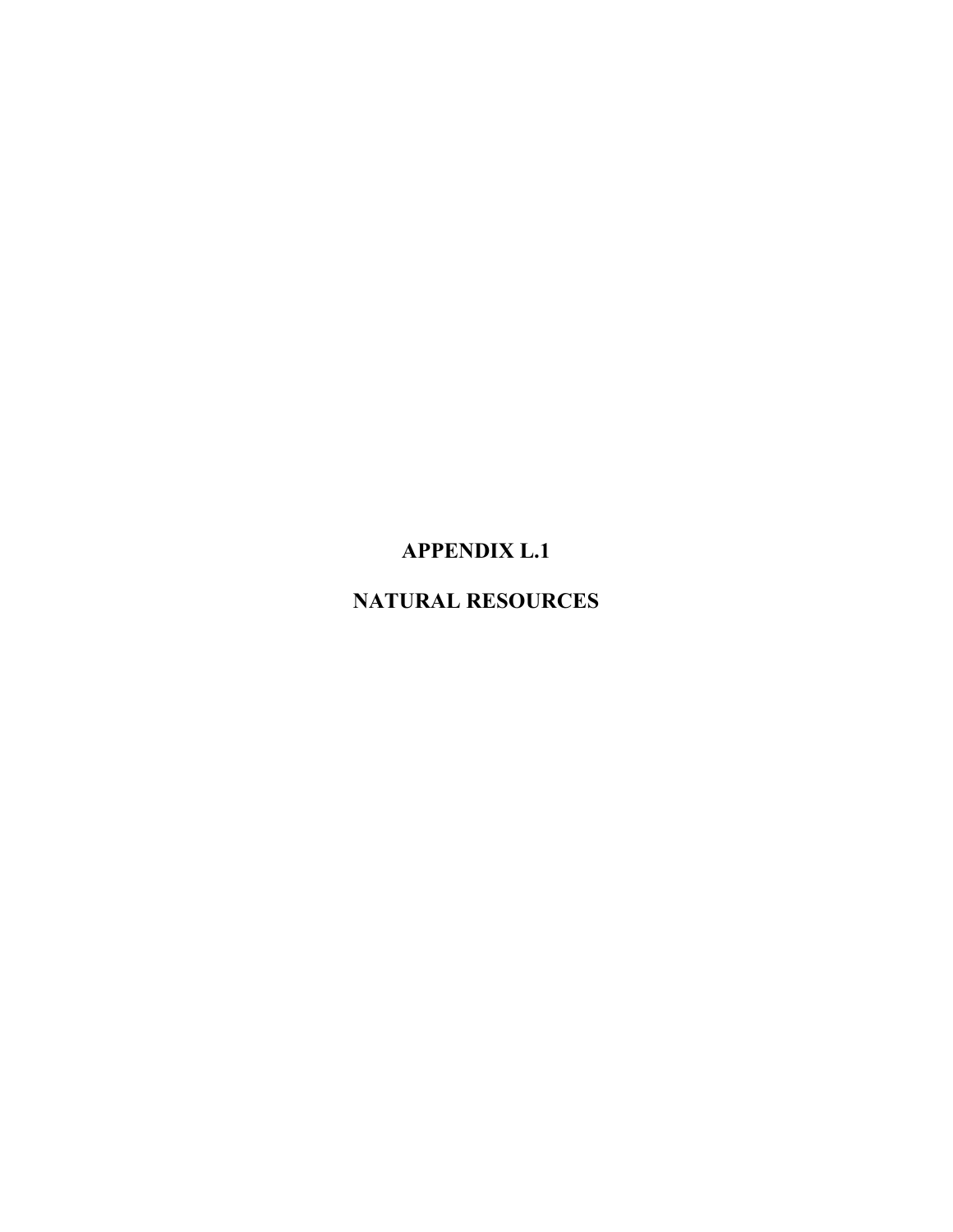# APPENDIX L.1

# NATURAL RESOURCES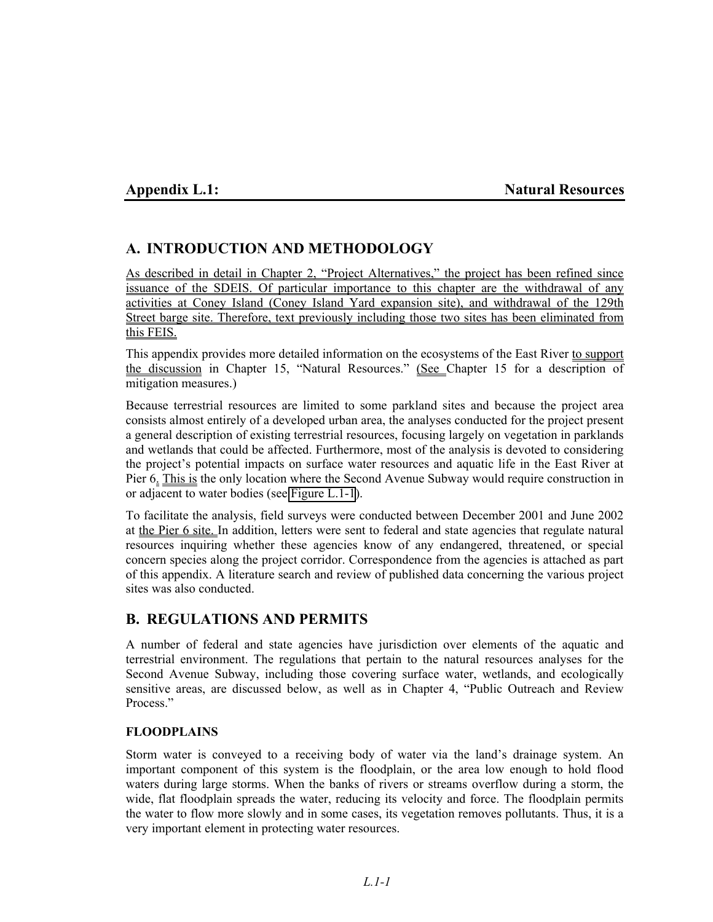## Appendix L.1: Natural Resources

## A. INTRODUCTION AND METHODOLOGY

As described in detail in Chapter 2, "Project Alternatives," the project has been refined since issuance of the SDEIS. Of particular importance to this chapter are the withdrawal of any activities at Coney Island (Coney Island Yard expansion site), and withdrawal of the 129th Street barge site. Therefore, text previously including those two sites has been eliminated from this FEIS.

This appendix provides more detailed information on the ecosystems of the East River to support the discussion in Chapter 15, "Natural Resources." (See Chapter 15 for a description of mitigation measures.)

Because terrestrial resources are limited to some parkland sites and because the project area consists almost entirely of a developed urban area, the analyses conducted for the project present a general description of existing terrestrial resources, focusing largely on vegetation in parklands and wetlands that could be affected. Furthermore, most of the analysis is devoted to considering the project's potential impacts on surface water resources and aquatic life in the East River at Pier 6. This is the only location where the Second Avenue Subway would require construction in or adjacent to water bodies (see Figure L.1-1).

To facilitate the analysis, field surveys were conducted between December 2001 and June 2002 at the Pier 6 site. In addition, letters were sent to federal and state agencies that regulate natural resources inquiring whether these agencies know of any endangered, threatened, or special concern species along the project corridor. Correspondence from the agencies is attached as part of this appendix. A literature search and review of published data concerning the various project sites was also conducted.

## B. REGULATIONS AND PERMITS

A number of federal and state agencies have jurisdiction over elements of the aquatic and terrestrial environment. The regulations that pertain to the natural resources analyses for the Second Avenue Subway, including those covering surface water, wetlands, and ecologically sensitive areas, are discussed below, as well as in Chapter 4, "Public Outreach and Review Process."

### FLOODPLAINS

Storm water is conveyed to a receiving body of water via the land's drainage system. An important component of this system is the floodplain, or the area low enough to hold flood waters during large storms. When the banks of rivers or streams overflow during a storm, the wide, flat floodplain spreads the water, reducing its velocity and force. The floodplain permits the water to flow more slowly and in some cases, its vegetation removes pollutants. Thus, it is a very important element in protecting water resources.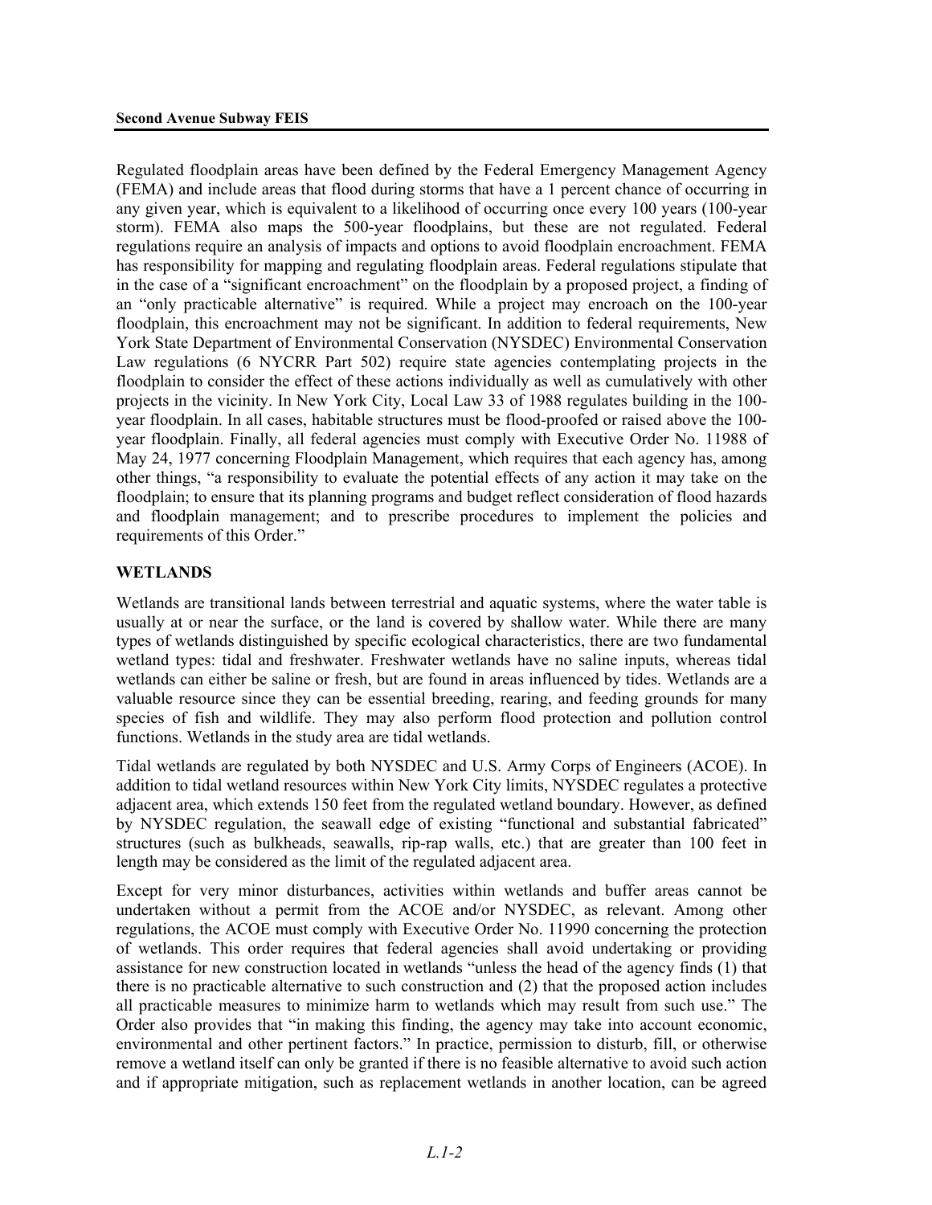Regulated floodplain areas have been defined by the Federal Emergency Management Agency (FEMA) and include areas that flood during storms that have a 1 percent chance of occurring in any given year, which is equivalent to a likelihood of occurring once every 100 years (100-year storm). FEMA also maps the 500-year floodplains, but these are not regulated. Federal regulations require an analysis of impacts and options to avoid floodplain encroachment. FEMA has responsibility for mapping and regulating floodplain areas. Federal regulations stipulate that in the case of a "significant encroachment" on the floodplain by a proposed project, a finding of an "only practicable alternative" is required. While a project may encroach on the 100-year floodplain, this encroachment may not be significant. In addition to federal requirements, New York State Department of Environmental Conservation (NYSDEC) Environmental Conservation Law regulations (6 NYCRR Part 502) require state agencies contemplating projects in the floodplain to consider the effect of these actions individually as well as cumulatively with other projects in the vicinity. In New York City, Local Law 33 of 1988 regulates building in the 100-year floodplain. In all cases, habitable structures must be flood-proofed or raised above the 100-year floodplain. Finally, all federal agencies must comply with Executive Order No. 11988 of May 24, 1977 concerning Floodplain Management, which requires that each agency has, among other things, "a responsibility to evaluate the potential effects of any action it may take on the floodplain; to ensure that its planning programs and budget reflect consideration of flood hazards and floodplain management; and to prescribe procedures to implement the policies and requirements of this Order."

## WETLANDS

Wetlands are transitional lands between terrestrial and aquatic systems, where the water table is usually at or near the surface, or the land is covered by shallow water. While there are many types of wetlands distinguished by specific ecological characteristics, there are two fundamental wetland types: tidal and freshwater. Freshwater wetlands have no saline inputs, whereas tidal wetlands can either be saline or fresh, but are found in areas influenced by tides. Wetlands are a valuable resource since they can be essential breeding, rearing, and feeding grounds for many species of fish and wildlife. They may also perform flood protection and pollution control functions. Wetlands in the study area are tidal wetlands.

Tidal wetlands are regulated by both NYSDEC and U.S. Army Corps of Engineers (ACOE). In addition to tidal wetland resources within New York City limits, NYSDEC regulates a protective adjacent area, which extends 150 feet from the regulated wetland boundary. However, as defined by NYSDEC regulation, the seawall edge of existing "functional and substantial fabricated" structures (such as bulkheads, seawalls, rip-rap walls, etc.) that are greater than 100 feet in length may be considered as the limit of the regulated adjacent area.

Except for very minor disturbances, activities within wetlands and buffer areas cannot be undertaken without a permit from the ACOE and/or NYSDEC, as relevant. Among other regulations, the ACOE must comply with Executive Order No. 11990 concerning the protection of wetlands. This order requires that federal agencies shall avoid undertaking or providing assistance for new construction located in wetlands "unless the head of the agency finds (1) that there is no practicable alternative to such construction and (2) that the proposed action includes all practicable measures to minimize harm to wetlands which may result from such use." The Order also provides that "in making this finding, the agency may take into account economic, environmental and other pertinent factors." In practice, permission to disturb, fill, or otherwise remove a wetland itself can only be granted if there is no feasible alternative to avoid such action and if appropriate mitigation, such as replacement wetlands in another location, can be agreed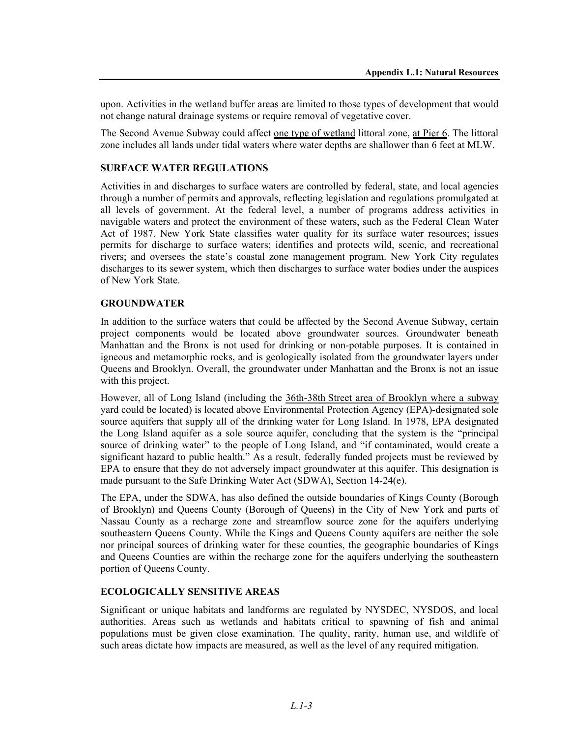upon. Activities in the wetland buffer areas are limited to those types of development that would not change natural drainage systems or require removal of vegetative cover.

The Second Avenue Subway could affect one type of wetland littoral zone, at Pier 6. The littoral zone includes all lands under tidal waters where water depths are shallower than 6 feet at MLW.

### SURFACE WATER REGULATIONS

Activities in and discharges to surface waters are controlled by federal, state, and local agencies through a number of permits and approvals, reflecting legislation and regulations promulgated at all levels of government. At the federal level, a number of programs address activities in navigable waters and protect the environment of these waters, such as the Federal Clean Water Act of 1987. New York State classifies water quality for its surface water resources; issues permits for discharge to surface waters; identifies and protects wild, scenic, and recreational rivers; and oversees the state's coastal zone management program. New York City regulates discharges to its sewer system, which then discharges to surface water bodies under the auspices of New York State.

### GROUNDWATER

In addition to the surface waters that could be affected by the Second Avenue Subway, certain project components would be located above groundwater sources. Groundwater beneath Manhattan and the Bronx is not used for drinking or non-potable purposes. It is contained in igneous and metamorphic rocks, and is geologically isolated from the groundwater layers under Queens and Brooklyn. Overall, the groundwater under Manhattan and the Bronx is not an issue with this project.

However, all of Long Island (including the 36th-38th Street area of Brooklyn where a subway yard could be located) is located above Environmental Protection Agency (EPA)-designated sole source aquifers that supply all of the drinking water for Long Island. In 1978, EPA designated the Long Island aquifer as a sole source aquifer, concluding that the system is the "principal source of drinking water" to the people of Long Island, and "if contaminated, would create a significant hazard to public health." As a result, federally funded projects must be reviewed by EPA to ensure that they do not adversely impact groundwater at this aquifer. This designation is made pursuant to the Safe Drinking Water Act (SDWA), Section 14-24(e).

The EPA, under the SDWA, has also defined the outside boundaries of Kings County (Borough of Brooklyn) and Queens County (Borough of Queens) in the City of New York and parts of Nassau County as a recharge zone and streamflow source zone for the aquifers underlying southeastern Queens County. While the Kings and Queens County aquifers are neither the sole nor principal sources of drinking water for these counties, the geographic boundaries of Kings and Queens Counties are within the recharge zone for the aquifers underlying the southeastern portion of Queens County.

### ECOLOGICALLY SENSITIVE AREAS

Significant or unique habitats and landforms are regulated by NYSDEC, NYSDOS, and local authorities. Areas such as wetlands and habitats critical to spawning of fish and animal populations must be given close examination. The quality, rarity, human use, and wildlife of such areas dictate how impacts are measured, as well as the level of any required mitigation.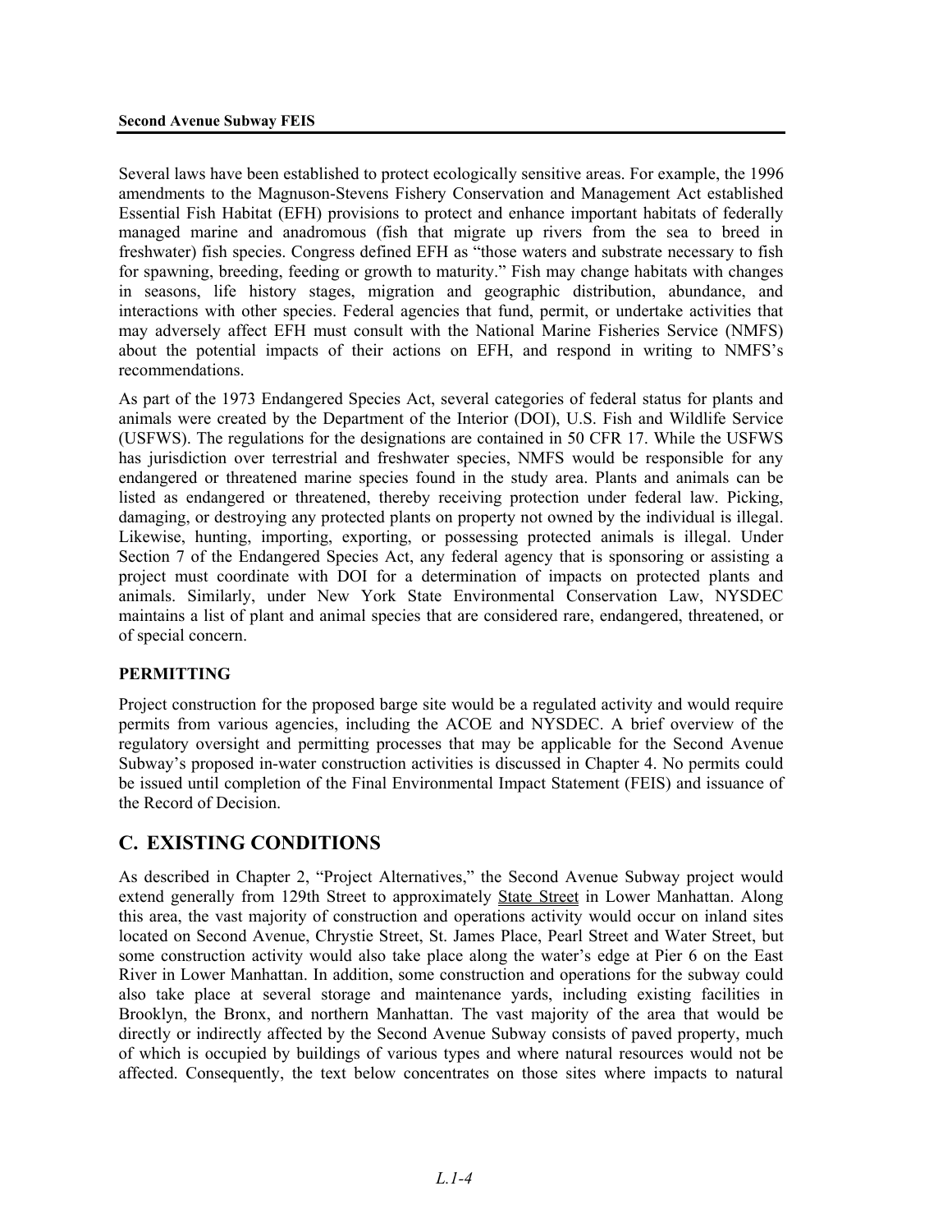Several laws have been established to protect ecologically sensitive areas. For example, the 1996 amendments to the Magnuson-Stevens Fishery Conservation and Management Act established Essential Fish Habitat (EFH) provisions to protect and enhance important habitats of federally managed marine and anadromous (fish that migrate up rivers from the sea to breed in freshwater) fish species. Congress defined EFH as "those waters and substrate necessary to fish for spawning, breeding, feeding or growth to maturity." Fish may change habitats with changes in seasons, life history stages, migration and geographic distribution, abundance, and interactions with other species. Federal agencies that fund, permit, or undertake activities that may adversely affect EFH must consult with the National Marine Fisheries Service (NMFS) about the potential impacts of their actions on EFH, and respond in writing to NMFS's recommendations.

As part of the 1973 Endangered Species Act, several categories of federal status for plants and animals were created by the Department of the Interior (DOI), U.S. Fish and Wildlife Service (USFWS). The regulations for the designations are contained in 50 CFR 17. While the USFWS has jurisdiction over terrestrial and freshwater species, NMFS would be responsible for any endangered or threatened marine species found in the study area. Plants and animals can be listed as endangered or threatened, thereby receiving protection under federal law. Picking, damaging, or destroying any protected plants on property not owned by the individual is illegal. Likewise, hunting, importing, exporting, or possessing protected animals is illegal. Under Section 7 of the Endangered Species Act, any federal agency that is sponsoring or assisting a project must coordinate with DOI for a determination of impacts on protected plants and animals. Similarly, under New York State Environmental Conservation Law, NYSDEC maintains a list of plant and animal species that are considered rare, endangered, threatened, or of special concern.

### PERMITTING

Project construction for the proposed barge site would be a regulated activity and would require permits from various agencies, including the ACOE and NYSDEC. A brief overview of the regulatory oversight and permitting processes that may be applicable for the Second Avenue Subway's proposed in-water construction activities is discussed in Chapter 4. No permits could be issued until completion of the Final Environmental Impact Statement (FEIS) and issuance of the Record of Decision.

## C. EXISTING CONDITIONS

As described in Chapter 2, "Project Alternatives," the Second Avenue Subway project would extend generally from 129th Street to approximately State Street in Lower Manhattan. Along this area, the vast majority of construction and operations activity would occur on inland sites located on Second Avenue, Chrystie Street, St. James Place, Pearl Street and Water Street, but some construction activity would also take place along the water's edge at Pier 6 on the East River in Lower Manhattan. In addition, some construction and operations for the subway could also take place at several storage and maintenance yards, including existing facilities in Brooklyn, the Bronx, and northern Manhattan. The vast majority of the area that would be directly or indirectly affected by the Second Avenue Subway consists of paved property, much of which is occupied by buildings of various types and where natural resources would not be affected. Consequently, the text below concentrates on those sites where impacts to natural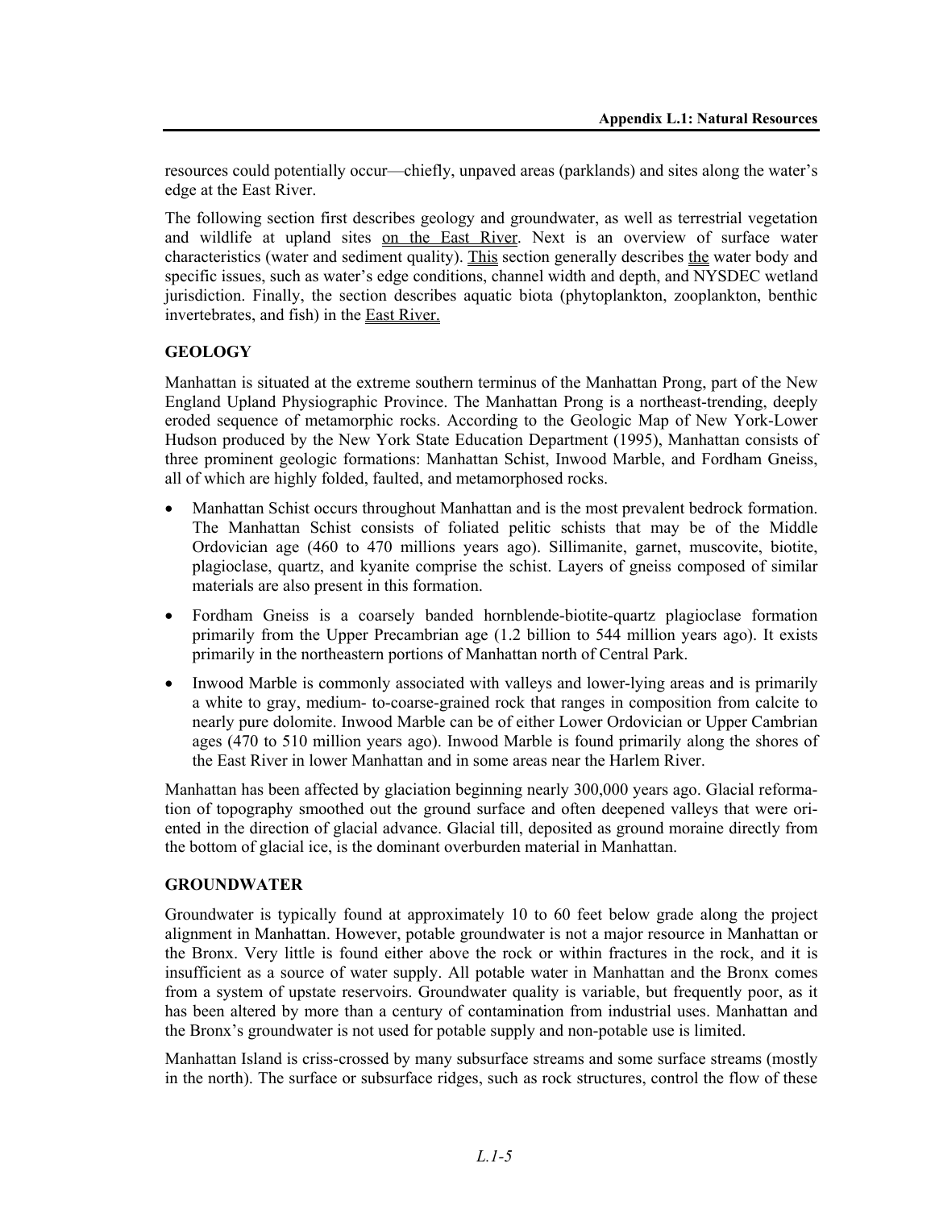resources could potentially occur—chiefly, unpaved areas (parklands) and sites along the water's edge at the East River.

The following section first describes geology and groundwater, as well as terrestrial vegetation and wildlife at upland sites on the East River. Next is an overview of surface water characteristics (water and sediment quality). This section generally describes the water body and specific issues, such as water's edge conditions, channel width and depth, and NYSDEC wetland jurisdiction. Finally, the section describes aquatic biota (phytoplankton, zooplankton, benthic invertebrates, and fish) in the East River.

## GEOLOGY

Manhattan is situated at the extreme southern terminus of the Manhattan Prong, part of the New England Upland Physiographic Province. The Manhattan Prong is a northeast-trending, deeply eroded sequence of metamorphic rocks. According to the Geologic Map of New York-Lower Hudson produced by the New York State Education Department (1995), Manhattan consists of three prominent geologic formations: Manhattan Schist, Inwood Marble, and Fordham Gneiss, all of which are highly folded, faulted, and metamorphosed rocks.

- Manhattan Schist occurs throughout Manhattan and is the most prevalent bedrock formation. The Manhattan Schist consists of foliated pelitic schists that may be of the Middle Ordovician age (460 to 470 millions years ago). Sillimanite, garnet, muscovite, biotite, plagioclase, quartz, and kyanite comprise the schist. Layers of gneiss composed of similar materials are also present in this formation.
- Fordham Gneiss is a coarsely banded hornblende-biotite-quartz plagioclase formation primarily from the Upper Precambrian age (1.2 billion to 544 million years ago). It exists primarily in the northeastern portions of Manhattan north of Central Park.
- Inwood Marble is commonly associated with valleys and lower-lying areas and is primarily a white to gray, medium- to-coarse-grained rock that ranges in composition from calcite to nearly pure dolomite. Inwood Marble can be of either Lower Ordovician or Upper Cambrian ages (470 to 510 million years ago). Inwood Marble is found primarily along the shores of the East River in lower Manhattan and in some areas near the Harlem River.

Manhattan has been affected by glaciation beginning nearly 300,000 years ago. Glacial reformation of topography smoothed out the ground surface and often deepened valleys that were oriented in the direction of glacial advance. Glacial till, deposited as ground moraine directly from the bottom of glacial ice, is the dominant overburden material in Manhattan.

## GROUNDWATER

Groundwater is typically found at approximately 10 to 60 feet below grade along the project alignment in Manhattan. However, potable groundwater is not a major resource in Manhattan or the Bronx. Very little is found either above the rock or within fractures in the rock, and it is insufficient as a source of water supply. All potable water in Manhattan and the Bronx comes from a system of upstate reservoirs. Groundwater quality is variable, but frequently poor, as it has been altered by more than a century of contamination from industrial uses. Manhattan and the Bronx's groundwater is not used for potable supply and non-potable use is limited.

Manhattan Island is criss-crossed by many subsurface streams and some surface streams (mostly in the north). The surface or subsurface ridges, such as rock structures, control the flow of these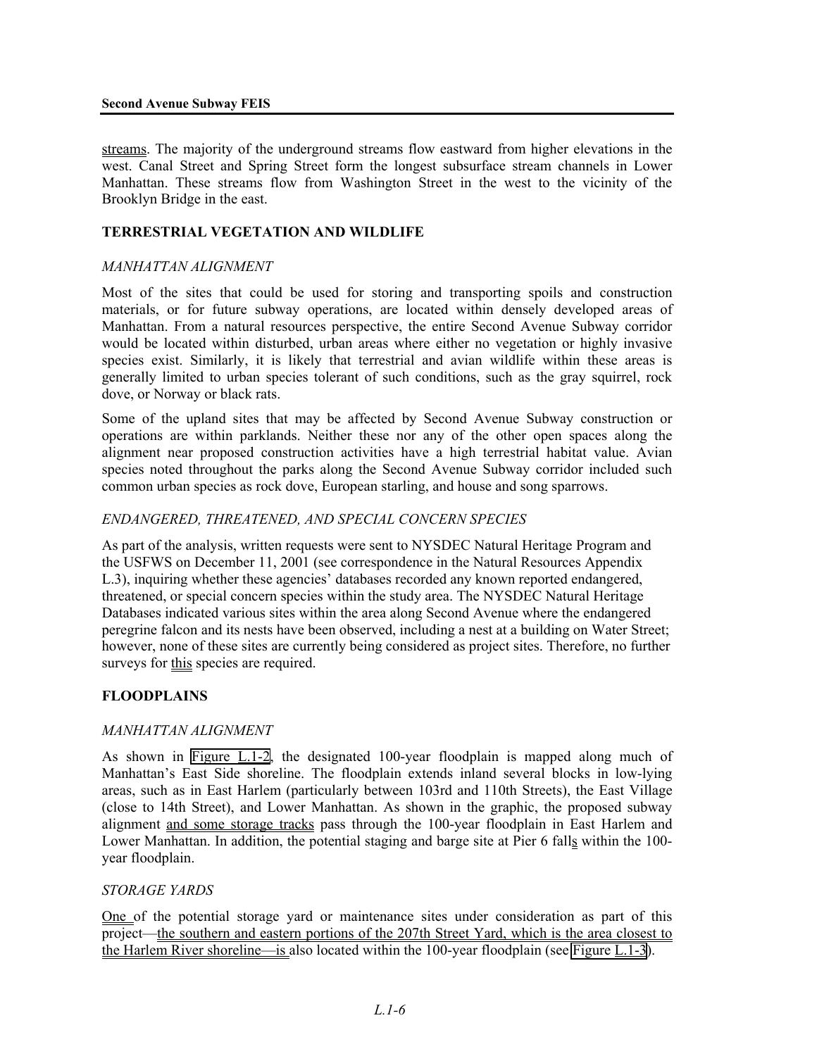streams. The majority of the underground streams flow eastward from higher elevations in the west. Canal Street and Spring Street form the longest subsurface stream channels in Lower Manhattan. These streams flow from Washington Street in the west to the vicinity of the Brooklyn Bridge in the east.

## TERRESTRIAL VEGETATION AND WILDLIFE

### *MANHATTAN ALIGNMENT*

Most of the sites that could be used for storing and transporting spoils and construction materials, or for future subway operations, are located within densely developed areas of Manhattan. From a natural resources perspective, the entire Second Avenue Subway corridor would be located within disturbed, urban areas where either no vegetation or highly invasive species exist. Similarly, it is likely that terrestrial and avian wildlife within these areas is generally limited to urban species tolerant of such conditions, such as the gray squirrel, rock dove, or Norway or black rats.

Some of the upland sites that may be affected by Second Avenue Subway construction or operations are within parklands. Neither these nor any of the other open spaces along the alignment near proposed construction activities have a high terrestrial habitat value. Avian species noted throughout the parks along the Second Avenue Subway corridor included such common urban species as rock dove, European starling, and house and song sparrows.

### *ENDANGERED, THREATENED, AND SPECIAL CONCERN SPECIES*

As part of the analysis, written requests were sent to NYSDEC Natural Heritage Program and the USFWS on December 11, 2001 (see correspondence in the Natural Resources Appendix L.3), inquiring whether these agencies' databases recorded any known reported endangered, threatened, or special concern species within the study area. The NYSDEC Natural Heritage Databases indicated various sites within the area along Second Avenue where the endangered peregrine falcon and its nests have been observed, including a nest at a building on Water Street; however, none of these sites are currently being considered as project sites. Therefore, no further surveys for this species are required.

## FLOODPLAINS

### *MANHATTAN ALIGNMENT*

As shown in Figure L.1-2, the designated 100-year floodplain is mapped along much of Manhattan's East Side shoreline. The floodplain extends inland several blocks in low-lying areas, such as in East Harlem (particularly between 103rd and 110th Streets), the East Village (close to 14th Street), and Lower Manhattan. As shown in the graphic, the proposed subway alignment and some storage tracks pass through the 100-year floodplain in East Harlem and Lower Manhattan. In addition, the potential staging and barge site at Pier 6 falls within the 100-year floodplain.

### *STORAGE YARDS*

One of the potential storage yard or maintenance sites under consideration as part of this project—the southern and eastern portions of the 207th Street Yard, which is the area closest to the Harlem River shoreline—is also located within the 100-year floodplain (see Figure L.1-3).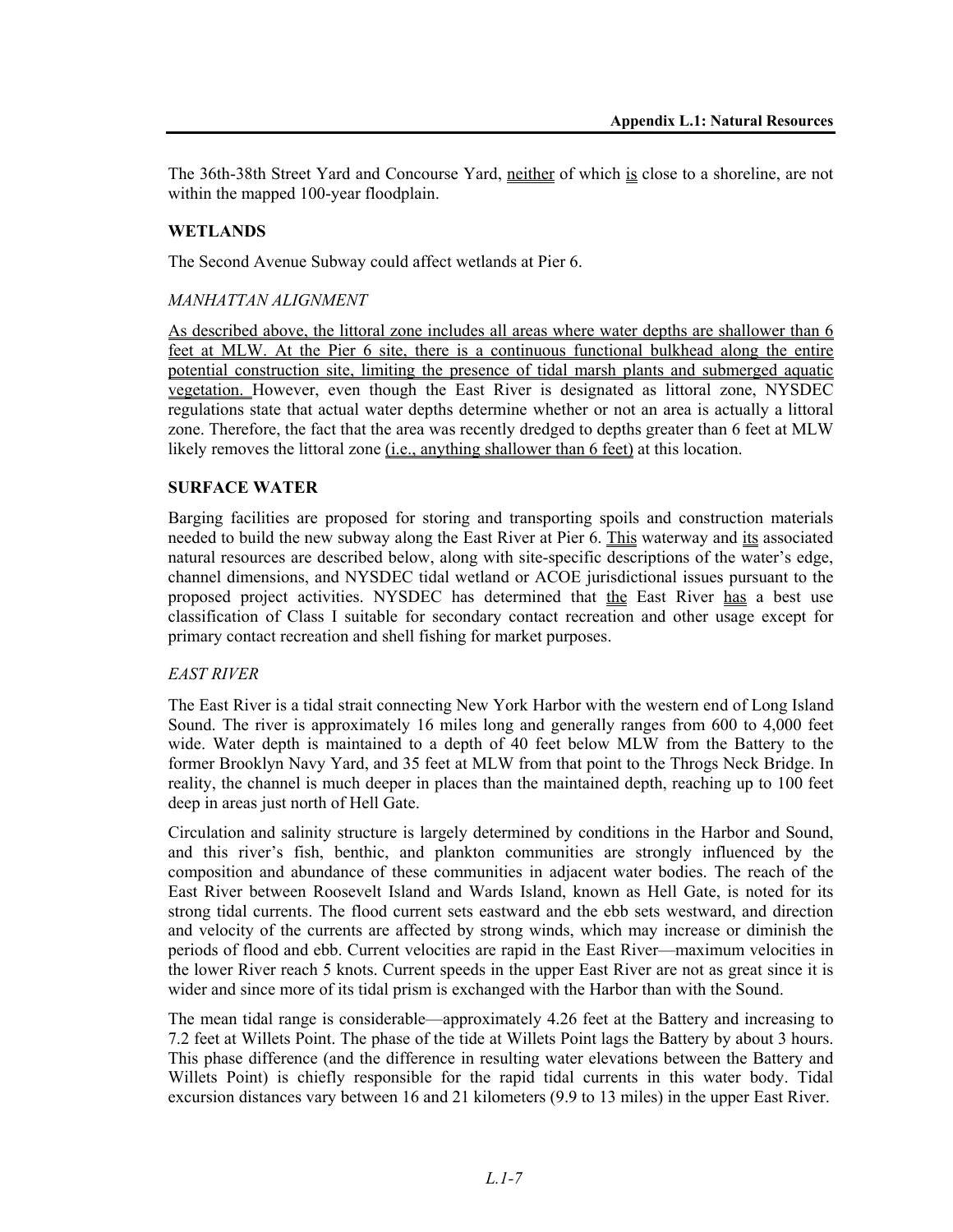The 36th-38th Street Yard and Concourse Yard, neither of which is close to a shoreline, are not within the mapped 100-year floodplain.

## WETLANDS

The Second Avenue Subway could affect wetlands at Pier 6.

### *MANHATTAN ALIGNMENT*

As described above, the littoral zone includes all areas where water depths are shallower than 6 feet at MLW. At the Pier 6 site, there is a continuous functional bulkhead along the entire potential construction site, limiting the presence of tidal marsh plants and submerged aquatic vegetation. However, even though the East River is designated as littoral zone, NYSDEC regulations state that actual water depths determine whether or not an area is actually a littoral zone. Therefore, the fact that the area was recently dredged to depths greater than 6 feet at MLW likely removes the littoral zone (i.e., anything shallower than 6 feet) at this location.

## SURFACE WATER

Barging facilities are proposed for storing and transporting spoils and construction materials needed to build the new subway along the East River at Pier 6. This waterway and its associated natural resources are described below, along with site-specific descriptions of the water's edge, channel dimensions, and NYSDEC tidal wetland or ACOE jurisdictional issues pursuant to the proposed project activities. NYSDEC has determined that the East River has a best use classification of Class I suitable for secondary contact recreation and other usage except for primary contact recreation and shell fishing for market purposes.

### *EAST RIVER*

The East River is a tidal strait connecting New York Harbor with the western end of Long Island Sound. The river is approximately 16 miles long and generally ranges from 600 to 4,000 feet wide. Water depth is maintained to a depth of 40 feet below MLW from the Battery to the former Brooklyn Navy Yard, and 35 feet at MLW from that point to the Throgs Neck Bridge. In reality, the channel is much deeper in places than the maintained depth, reaching up to 100 feet deep in areas just north of Hell Gate.

Circulation and salinity structure is largely determined by conditions in the Harbor and Sound, and this river's fish, benthic, and plankton communities are strongly influenced by the composition and abundance of these communities in adjacent water bodies. The reach of the East River between Roosevelt Island and Wards Island, known as Hell Gate, is noted for its strong tidal currents. The flood current sets eastward and the ebb sets westward, and direction and velocity of the currents are affected by strong winds, which may increase or diminish the periods of flood and ebb. Current velocities are rapid in the East River—maximum velocities in the lower River reach 5 knots. Current speeds in the upper East River are not as great since it is wider and since more of its tidal prism is exchanged with the Harbor than with the Sound.

The mean tidal range is considerable—approximately 4.26 feet at the Battery and increasing to 7.2 feet at Willets Point. The phase of the tide at Willets Point lags the Battery by about 3 hours. This phase difference (and the difference in resulting water elevations between the Battery and Willets Point) is chiefly responsible for the rapid tidal currents in this water body. Tidal excursion distances vary between 16 and 21 kilometers (9.9 to 13 miles) in the upper East River.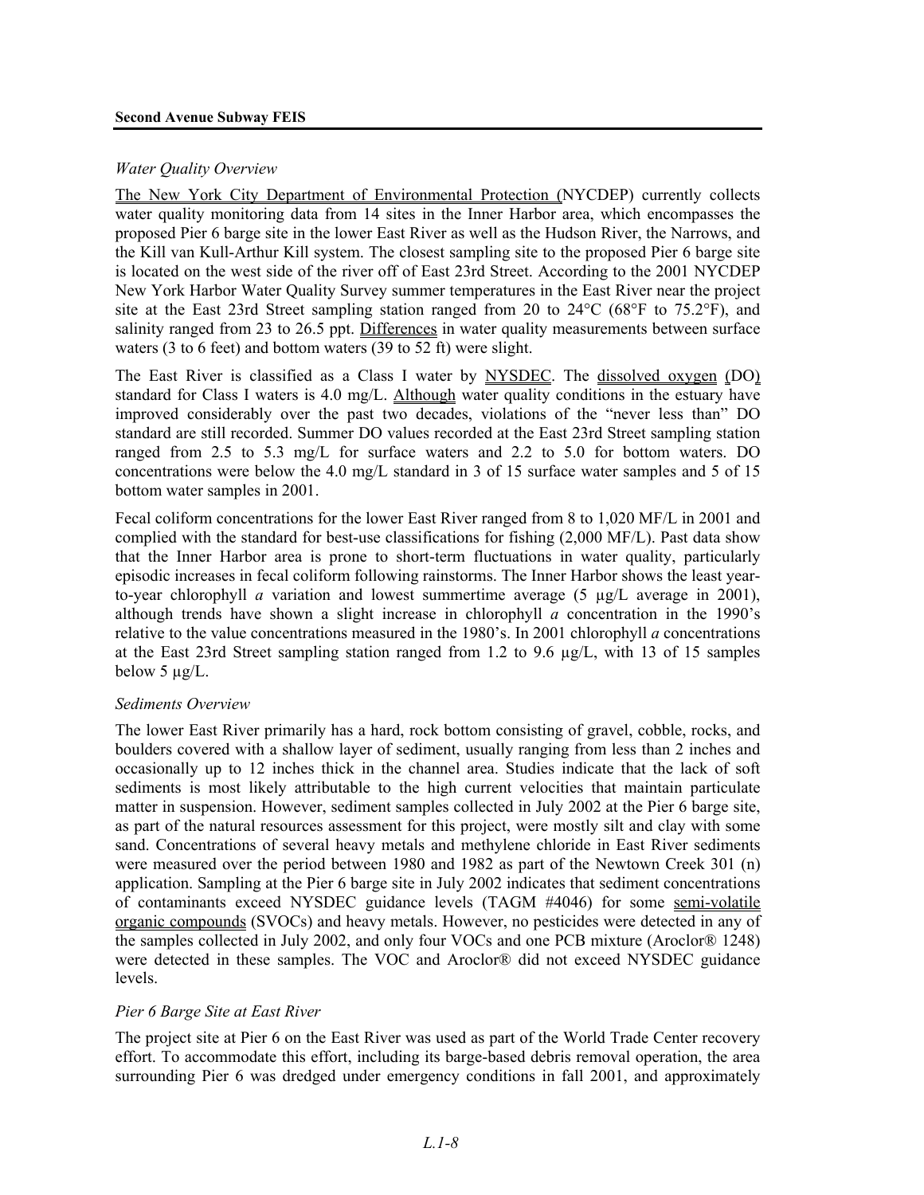*Water Quality Overview*

The New York City Department of Environmental Protection (NYCDEP) currently collects water quality monitoring data from 14 sites in the Inner Harbor area, which encompasses the proposed Pier 6 barge site in the lower East River as well as the Hudson River, the Narrows, and the Kill van Kull-Arthur Kill system. The closest sampling site to the proposed Pier 6 barge site is located on the west side of the river off of East 23rd Street. According to the 2001 NYCDEP New York Harbor Water Quality Survey summer temperatures in the East River near the project site at the East 23rd Street sampling station ranged from 20 to 24°C (68°F to 75.2°F), and salinity ranged from 23 to 26.5 ppt. Differences in water quality measurements between surface waters (3 to 6 feet) and bottom waters (39 to 52 ft) were slight.

The East River is classified as a Class I water by NYSDEC. The dissolved oxygen (DO) standard for Class I waters is 4.0 mg/L. Although water quality conditions in the estuary have improved considerably over the past two decades, violations of the "never less than" DO standard are still recorded. Summer DO values recorded at the East 23rd Street sampling station ranged from 2.5 to 5.3 mg/L for surface waters and 2.2 to 5.0 for bottom waters. DO concentrations were below the 4.0 mg/L standard in 3 of 15 surface water samples and 5 of 15 bottom water samples in 2001.

Fecal coliform concentrations for the lower East River ranged from 8 to 1,020 MF/L in 2001 and complied with the standard for best-use classifications for fishing (2,000 MF/L). Past data show that the Inner Harbor area is prone to short-term fluctuations in water quality, particularly episodic increases in fecal coliform following rainstorms. The Inner Harbor shows the least year-to-year chlorophyll *a* variation and lowest summertime average (5 µg/L average in 2001), although trends have shown a slight increase in chlorophyll *a* concentration in the 1990's relative to the value concentrations measured in the 1980's. In 2001 chlorophyll *a* concentrations at the East 23rd Street sampling station ranged from 1.2 to 9.6 µg/L, with 13 of 15 samples below 5 µg/L.

*Sediments Overview*

The lower East River primarily has a hard, rock bottom consisting of gravel, cobble, rocks, and boulders covered with a shallow layer of sediment, usually ranging from less than 2 inches and occasionally up to 12 inches thick in the channel area. Studies indicate that the lack of soft sediments is most likely attributable to the high current velocities that maintain particulate matter in suspension. However, sediment samples collected in July 2002 at the Pier 6 barge site, as part of the natural resources assessment for this project, were mostly silt and clay with some sand. Concentrations of several heavy metals and methylene chloride in East River sediments were measured over the period between 1980 and 1982 as part of the Newtown Creek 301 (n) application. Sampling at the Pier 6 barge site in July 2002 indicates that sediment concentrations of contaminants exceed NYSDEC guidance levels (TAGM #4046) for some semi-volatile organic compounds (SVOCs) and heavy metals. However, no pesticides were detected in any of the samples collected in July 2002, and only four VOCs and one PCB mixture (Aroclor® 1248) were detected in these samples. The VOC and Aroclor® did not exceed NYSDEC guidance levels.

*Pier 6 Barge Site at East River*

The project site at Pier 6 on the East River was used as part of the World Trade Center recovery effort. To accommodate this effort, including its barge-based debris removal operation, the area surrounding Pier 6 was dredged under emergency conditions in fall 2001, and approximately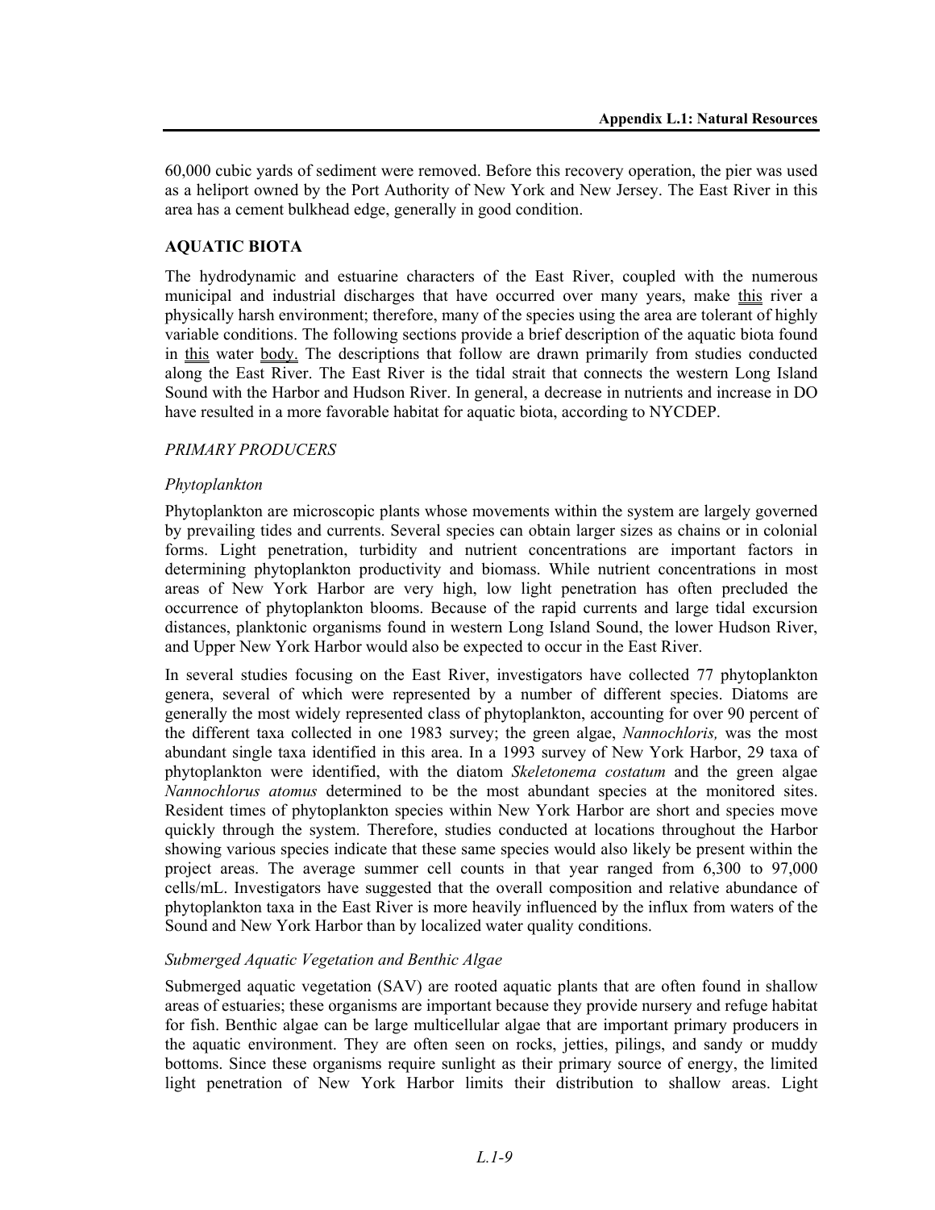60,000 cubic yards of sediment were removed. Before this recovery operation, the pier was used as a heliport owned by the Port Authority of New York and New Jersey. The East River in this area has a cement bulkhead edge, generally in good condition.

## AQUATIC BIOTA

The hydrodynamic and estuarine characters of the East River, coupled with the numerous municipal and industrial discharges that have occurred over many years, make this river a physically harsh environment; therefore, many of the species using the area are tolerant of highly variable conditions. The following sections provide a brief description of the aquatic biota found in this water body. The descriptions that follow are drawn primarily from studies conducted along the East River. The East River is the tidal strait that connects the western Long Island Sound with the Harbor and Hudson River. In general, a decrease in nutrients and increase in DO have resulted in a more favorable habitat for aquatic biota, according to NYCDEP.

### *PRIMARY PRODUCERS*

#### *Phytoplankton*

Phytoplankton are microscopic plants whose movements within the system are largely governed by prevailing tides and currents. Several species can obtain larger sizes as chains or in colonial forms. Light penetration, turbidity and nutrient concentrations are important factors in determining phytoplankton productivity and biomass. While nutrient concentrations in most areas of New York Harbor are very high, low light penetration has often precluded the occurrence of phytoplankton blooms. Because of the rapid currents and large tidal excursion distances, planktonic organisms found in western Long Island Sound, the lower Hudson River, and Upper New York Harbor would also be expected to occur in the East River.

In several studies focusing on the East River, investigators have collected 77 phytoplankton genera, several of which were represented by a number of different species. Diatoms are generally the most widely represented class of phytoplankton, accounting for over 90 percent of the different taxa collected in one 1983 survey; the green algae, *Nannochloris,* was the most abundant single taxa identified in this area. In a 1993 survey of New York Harbor, 29 taxa of phytoplankton were identified, with the diatom *Skeletonema costatum* and the green algae *Nannochlorus atomus* determined to be the most abundant species at the monitored sites. Resident times of phytoplankton species within New York Harbor are short and species move quickly through the system. Therefore, studies conducted at locations throughout the Harbor showing various species indicate that these same species would also likely be present within the project areas. The average summer cell counts in that year ranged from 6,300 to 97,000 cells/mL. Investigators have suggested that the overall composition and relative abundance of phytoplankton taxa in the East River is more heavily influenced by the influx from waters of the Sound and New York Harbor than by localized water quality conditions.

#### *Submerged Aquatic Vegetation and Benthic Algae*

Submerged aquatic vegetation (SAV) are rooted aquatic plants that are often found in shallow areas of estuaries; these organisms are important because they provide nursery and refuge habitat for fish. Benthic algae can be large multicellular algae that are important primary producers in the aquatic environment. They are often seen on rocks, jetties, pilings, and sandy or muddy bottoms. Since these organisms require sunlight as their primary source of energy, the limited light penetration of New York Harbor limits their distribution to shallow areas. Light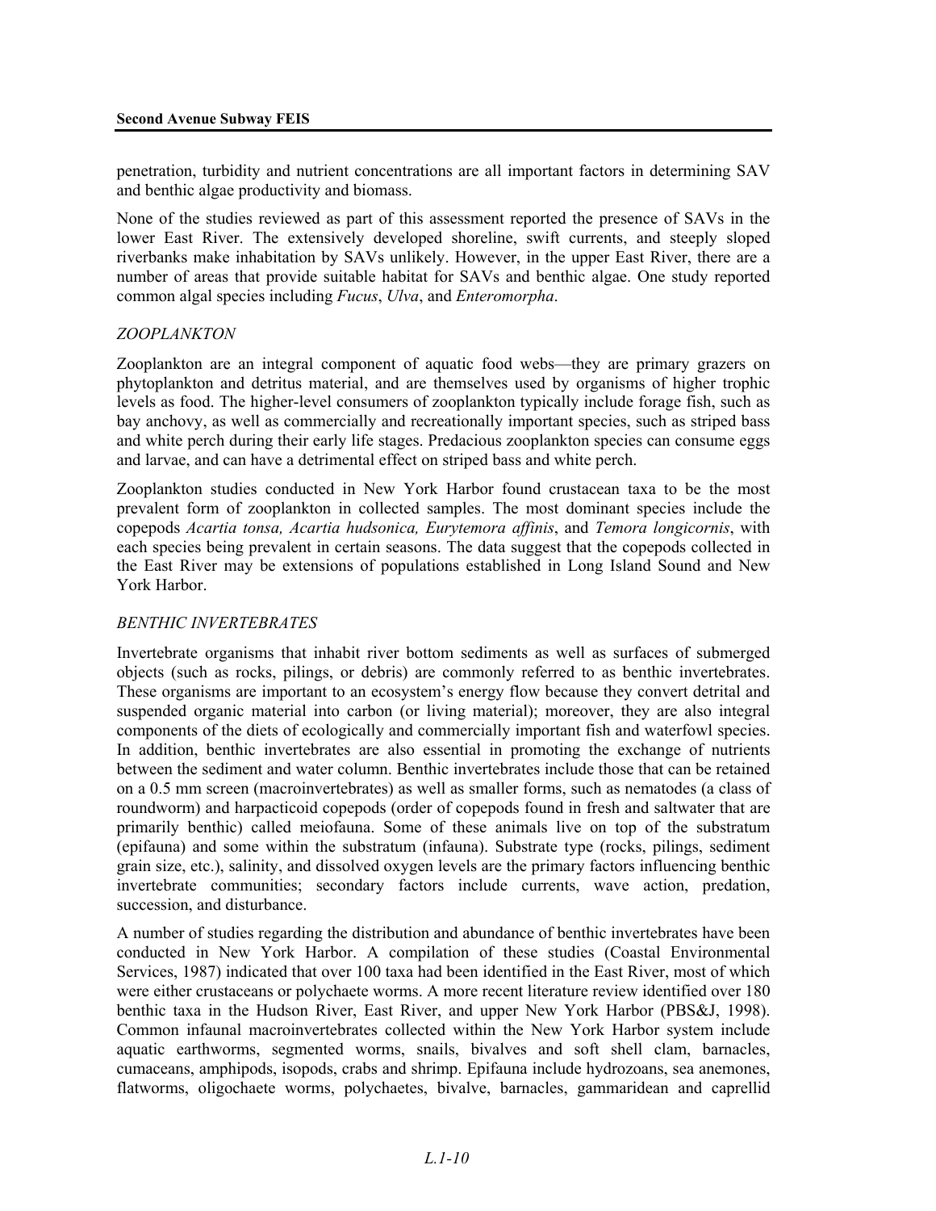penetration, turbidity and nutrient concentrations are all important factors in determining SAV and benthic algae productivity and biomass.

None of the studies reviewed as part of this assessment reported the presence of SAVs in the lower East River. The extensively developed shoreline, swift currents, and steeply sloped riverbanks make inhabitation by SAVs unlikely. However, in the upper East River, there are a number of areas that provide suitable habitat for SAVs and benthic algae. One study reported common algal species including *Fucus*, *Ulva*, and *Enteromorpha*.

### *ZOOPLANKTON*

Zooplankton are an integral component of aquatic food webs—they are primary grazers on phytoplankton and detritus material, and are themselves used by organisms of higher trophic levels as food. The higher-level consumers of zooplankton typically include forage fish, such as bay anchovy, as well as commercially and recreationally important species, such as striped bass and white perch during their early life stages. Predacious zooplankton species can consume eggs and larvae, and can have a detrimental effect on striped bass and white perch.

Zooplankton studies conducted in New York Harbor found crustacean taxa to be the most prevalent form of zooplankton in collected samples. The most dominant species include the copepods *Acartia tonsa, Acartia hudsonica, Eurytemora affinis*, and *Temora longicornis*, with each species being prevalent in certain seasons. The data suggest that the copepods collected in the East River may be extensions of populations established in Long Island Sound and New York Harbor.

### *BENTHIC INVERTEBRATES*

Invertebrate organisms that inhabit river bottom sediments as well as surfaces of submerged objects (such as rocks, pilings, or debris) are commonly referred to as benthic invertebrates. These organisms are important to an ecosystem's energy flow because they convert detrital and suspended organic material into carbon (or living material); moreover, they are also integral components of the diets of ecologically and commercially important fish and waterfowl species. In addition, benthic invertebrates are also essential in promoting the exchange of nutrients between the sediment and water column. Benthic invertebrates include those that can be retained on a 0.5 mm screen (macroinvertebrates) as well as smaller forms, such as nematodes (a class of roundworm) and harpacticoid copepods (order of copepods found in fresh and saltwater that are primarily benthic) called meiofauna. Some of these animals live on top of the substratum (epifauna) and some within the substratum (infauna). Substrate type (rocks, pilings, sediment grain size, etc.), salinity, and dissolved oxygen levels are the primary factors influencing benthic invertebrate communities; secondary factors include currents, wave action, predation, succession, and disturbance.

A number of studies regarding the distribution and abundance of benthic invertebrates have been conducted in New York Harbor. A compilation of these studies (Coastal Environmental Services, 1987) indicated that over 100 taxa had been identified in the East River, most of which were either crustaceans or polychaete worms. A more recent literature review identified over 180 benthic taxa in the Hudson River, East River, and upper New York Harbor (PBS&J, 1998). Common infaunal macroinvertebrates collected within the New York Harbor system include aquatic earthworms, segmented worms, snails, bivalves and soft shell clam, barnacles, cumaceans, amphipods, isopods, crabs and shrimp. Epifauna include hydrozoans, sea anemones, flatworms, oligochaete worms, polychaetes, bivalve, barnacles, gammaridean and caprellid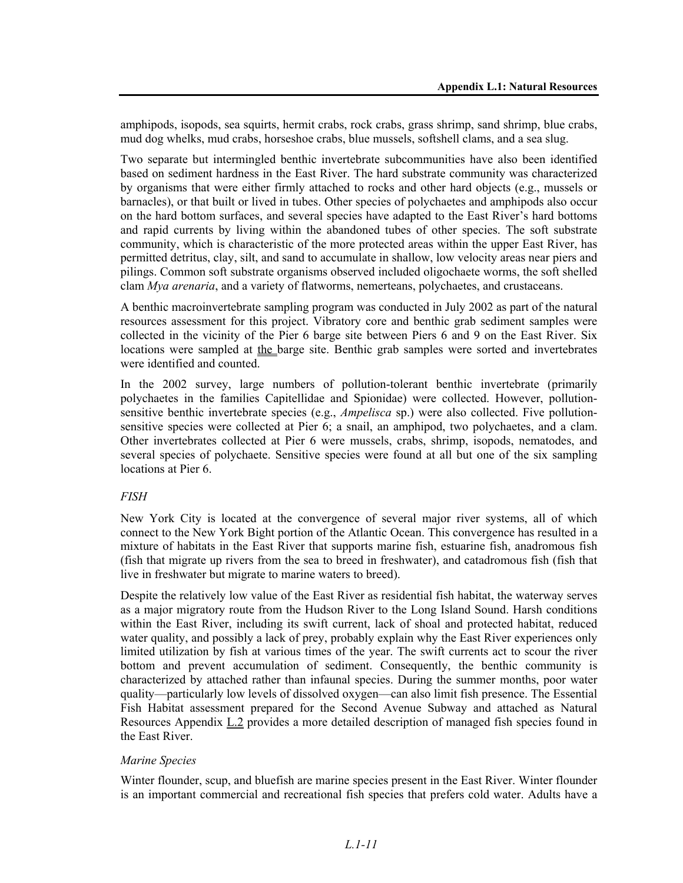amphipods, isopods, sea squirts, hermit crabs, rock crabs, grass shrimp, sand shrimp, blue crabs, mud dog whelks, mud crabs, horseshoe crabs, blue mussels, softshell clams, and a sea slug.

Two separate but intermingled benthic invertebrate subcommunities have also been identified based on sediment hardness in the East River. The hard substrate community was characterized by organisms that were either firmly attached to rocks and other hard objects (e.g., mussels or barnacles), or that built or lived in tubes. Other species of polychaetes and amphipods also occur on the hard bottom surfaces, and several species have adapted to the East River's hard bottoms and rapid currents by living within the abandoned tubes of other species. The soft substrate community, which is characteristic of the more protected areas within the upper East River, has permitted detritus, clay, silt, and sand to accumulate in shallow, low velocity areas near piers and pilings. Common soft substrate organisms observed included oligochaete worms, the soft shelled clam *Mya arenaria*, and a variety of flatworms, nemerteans, polychaetes, and crustaceans.

A benthic macroinvertebrate sampling program was conducted in July 2002 as part of the natural resources assessment for this project. Vibratory core and benthic grab sediment samples were collected in the vicinity of the Pier 6 barge site between Piers 6 and 9 on the East River. Six locations were sampled at the barge site. Benthic grab samples were sorted and invertebrates were identified and counted.

In the 2002 survey, large numbers of pollution-tolerant benthic invertebrate (primarily polychaetes in the families Capitellidae and Spionidae) were collected. However, pollution-sensitive benthic invertebrate species (e.g., *Ampelisca* sp.) were also collected. Five pollution-sensitive species were collected at Pier 6; a snail, an amphipod, two polychaetes, and a clam. Other invertebrates collected at Pier 6 were mussels, crabs, shrimp, isopods, nematodes, and several species of polychaete. Sensitive species were found at all but one of the six sampling locations at Pier 6.

### *FISH*

New York City is located at the convergence of several major river systems, all of which connect to the New York Bight portion of the Atlantic Ocean. This convergence has resulted in a mixture of habitats in the East River that supports marine fish, estuarine fish, anadromous fish (fish that migrate up rivers from the sea to breed in freshwater), and catadromous fish (fish that live in freshwater but migrate to marine waters to breed).

Despite the relatively low value of the East River as residential fish habitat, the waterway serves as a major migratory route from the Hudson River to the Long Island Sound. Harsh conditions within the East River, including its swift current, lack of shoal and protected habitat, reduced water quality, and possibly a lack of prey, probably explain why the East River experiences only limited utilization by fish at various times of the year. The swift currents act to scour the river bottom and prevent accumulation of sediment. Consequently, the benthic community is characterized by attached rather than infaunal species. During the summer months, poor water quality—particularly low levels of dissolved oxygen—can also limit fish presence. The Essential Fish Habitat assessment prepared for the Second Avenue Subway and attached as Natural Resources Appendix L.2 provides a more detailed description of managed fish species found in the East River.

#### *Marine Species*

Winter flounder, scup, and bluefish are marine species present in the East River. Winter flounder is an important commercial and recreational fish species that prefers cold water. Adults have a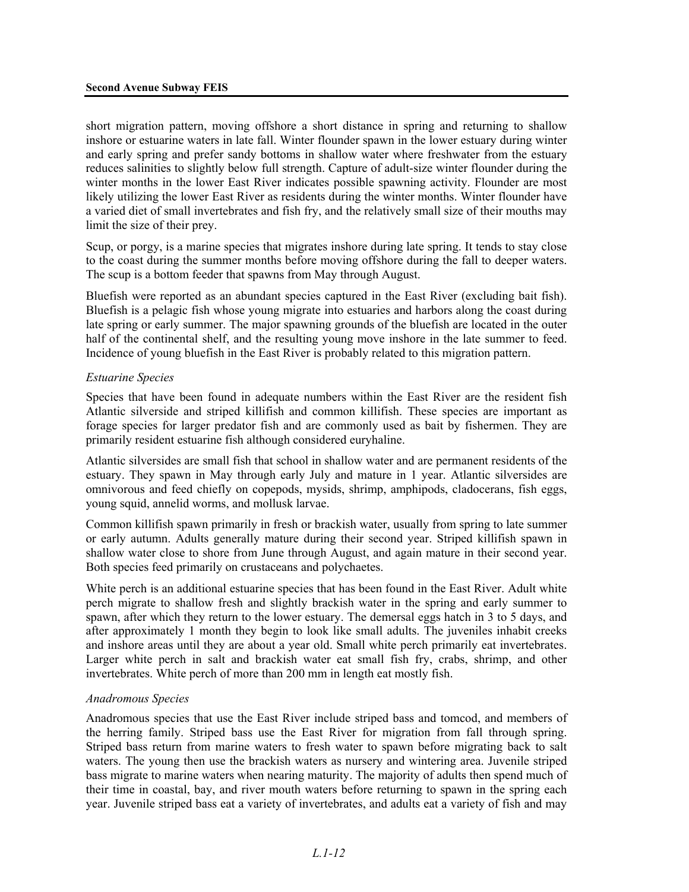short migration pattern, moving offshore a short distance in spring and returning to shallow inshore or estuarine waters in late fall. Winter flounder spawn in the lower estuary during winter and early spring and prefer sandy bottoms in shallow water where freshwater from the estuary reduces salinities to slightly below full strength. Capture of adult-size winter flounder during the winter months in the lower East River indicates possible spawning activity. Flounder are most likely utilizing the lower East River as residents during the winter months. Winter flounder have a varied diet of small invertebrates and fish fry, and the relatively small size of their mouths may limit the size of their prey.

Scup, or porgy, is a marine species that migrates inshore during late spring. It tends to stay close to the coast during the summer months before moving offshore during the fall to deeper waters. The scup is a bottom feeder that spawns from May through August.

Bluefish were reported as an abundant species captured in the East River (excluding bait fish). Bluefish is a pelagic fish whose young migrate into estuaries and harbors along the coast during late spring or early summer. The major spawning grounds of the bluefish are located in the outer half of the continental shelf, and the resulting young move inshore in the late summer to feed. Incidence of young bluefish in the East River is probably related to this migration pattern.

*Estuarine Species*

Species that have been found in adequate numbers within the East River are the resident fish Atlantic silverside and striped killifish and common killifish. These species are important as forage species for larger predator fish and are commonly used as bait by fishermen. They are primarily resident estuarine fish although considered euryhaline.

Atlantic silversides are small fish that school in shallow water and are permanent residents of the estuary. They spawn in May through early July and mature in 1 year. Atlantic silversides are omnivorous and feed chiefly on copepods, mysids, shrimp, amphipods, cladocerans, fish eggs, young squid, annelid worms, and mollusk larvae.

Common killifish spawn primarily in fresh or brackish water, usually from spring to late summer or early autumn. Adults generally mature during their second year. Striped killifish spawn in shallow water close to shore from June through August, and again mature in their second year. Both species feed primarily on crustaceans and polychaetes.

White perch is an additional estuarine species that has been found in the East River. Adult white perch migrate to shallow fresh and slightly brackish water in the spring and early summer to spawn, after which they return to the lower estuary. The demersal eggs hatch in 3 to 5 days, and after approximately 1 month they begin to look like small adults. The juveniles inhabit creeks and inshore areas until they are about a year old. Small white perch primarily eat invertebrates. Larger white perch in salt and brackish water eat small fish fry, crabs, shrimp, and other invertebrates. White perch of more than 200 mm in length eat mostly fish.

*Anadromous Species*

Anadromous species that use the East River include striped bass and tomcod, and members of the herring family. Striped bass use the East River for migration from fall through spring. Striped bass return from marine waters to fresh water to spawn before migrating back to salt waters. The young then use the brackish waters as nursery and wintering area. Juvenile striped bass migrate to marine waters when nearing maturity. The majority of adults then spend much of their time in coastal, bay, and river mouth waters before returning to spawn in the spring each year. Juvenile striped bass eat a variety of invertebrates, and adults eat a variety of fish and may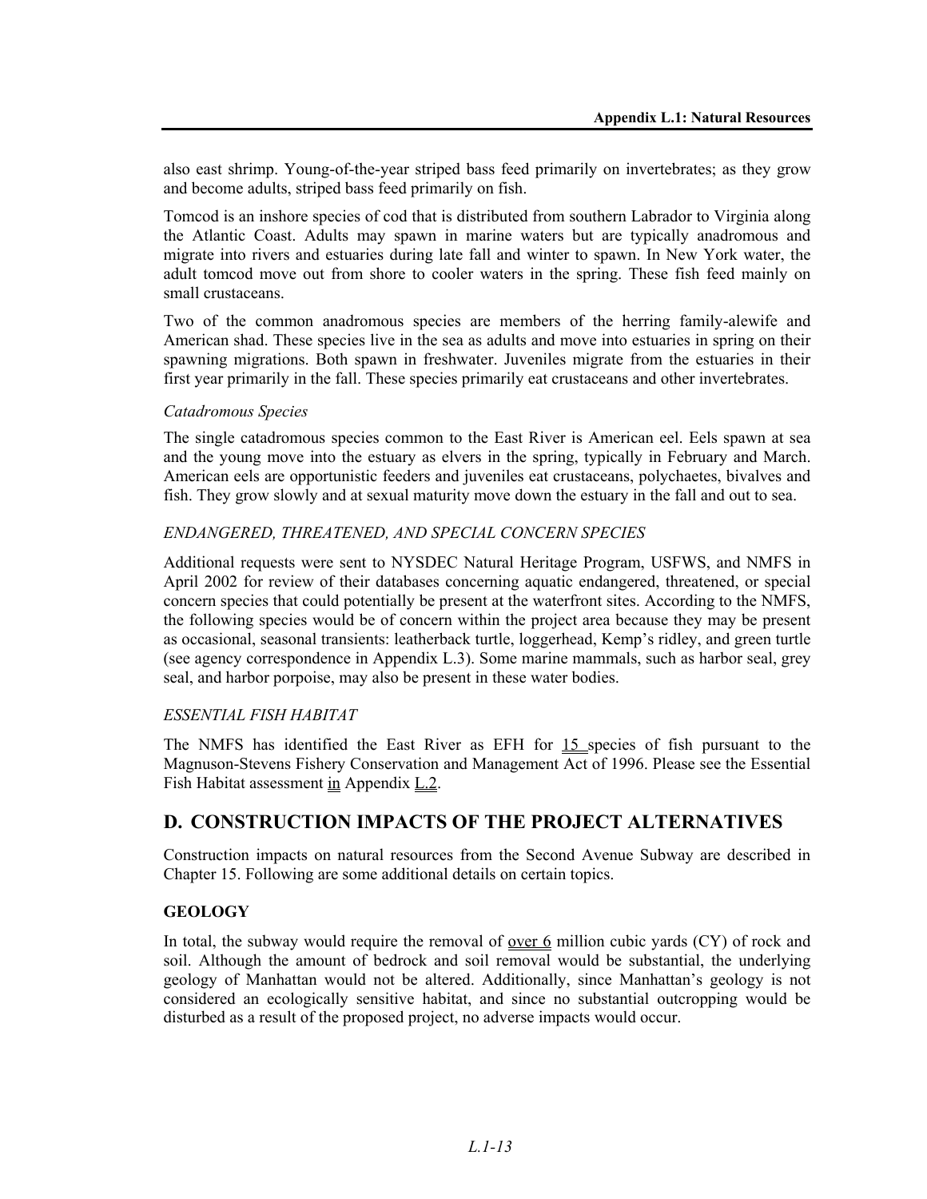also east shrimp. Young-of-the-year striped bass feed primarily on invertebrates; as they grow and become adults, striped bass feed primarily on fish.

Tomcod is an inshore species of cod that is distributed from southern Labrador to Virginia along the Atlantic Coast. Adults may spawn in marine waters but are typically anadromous and migrate into rivers and estuaries during late fall and winter to spawn. In New York water, the adult tomcod move out from shore to cooler waters in the spring. These fish feed mainly on small crustaceans.

Two of the common anadromous species are members of the herring family-alewife and American shad. These species live in the sea as adults and move into estuaries in spring on their spawning migrations. Both spawn in freshwater. Juveniles migrate from the estuaries in their first year primarily in the fall. These species primarily eat crustaceans and other invertebrates.

*Catadromous Species*

The single catadromous species common to the East River is American eel. Eels spawn at sea and the young move into the estuary as elvers in the spring, typically in February and March. American eels are opportunistic feeders and juveniles eat crustaceans, polychaetes, bivalves and fish. They grow slowly and at sexual maturity move down the estuary in the fall and out to sea.

*ENDANGERED, THREATENED, AND SPECIAL CONCERN SPECIES*

Additional requests were sent to NYSDEC Natural Heritage Program, USFWS, and NMFS in April 2002 for review of their databases concerning aquatic endangered, threatened, or special concern species that could potentially be present at the waterfront sites. According to the NMFS, the following species would be of concern within the project area because they may be present as occasional, seasonal transients: leatherback turtle, loggerhead, Kemp's ridley, and green turtle (see agency correspondence in Appendix L.3). Some marine mammals, such as harbor seal, grey seal, and harbor porpoise, may also be present in these water bodies.

*ESSENTIAL FISH HABITAT*

The NMFS has identified the East River as EFH for 15 species of fish pursuant to the Magnuson-Stevens Fishery Conservation and Management Act of 1996. Please see the Essential Fish Habitat assessment in Appendix L.2.

## D. CONSTRUCTION IMPACTS OF THE PROJECT ALTERNATIVES

Construction impacts on natural resources from the Second Avenue Subway are described in Chapter 15. Following are some additional details on certain topics.

### GEOLOGY

In total, the subway would require the removal of over 6 million cubic yards (CY) of rock and soil. Although the amount of bedrock and soil removal would be substantial, the underlying geology of Manhattan would not be altered. Additionally, since Manhattan's geology is not considered an ecologically sensitive habitat, and since no substantial outcropping would be disturbed as a result of the proposed project, no adverse impacts would occur.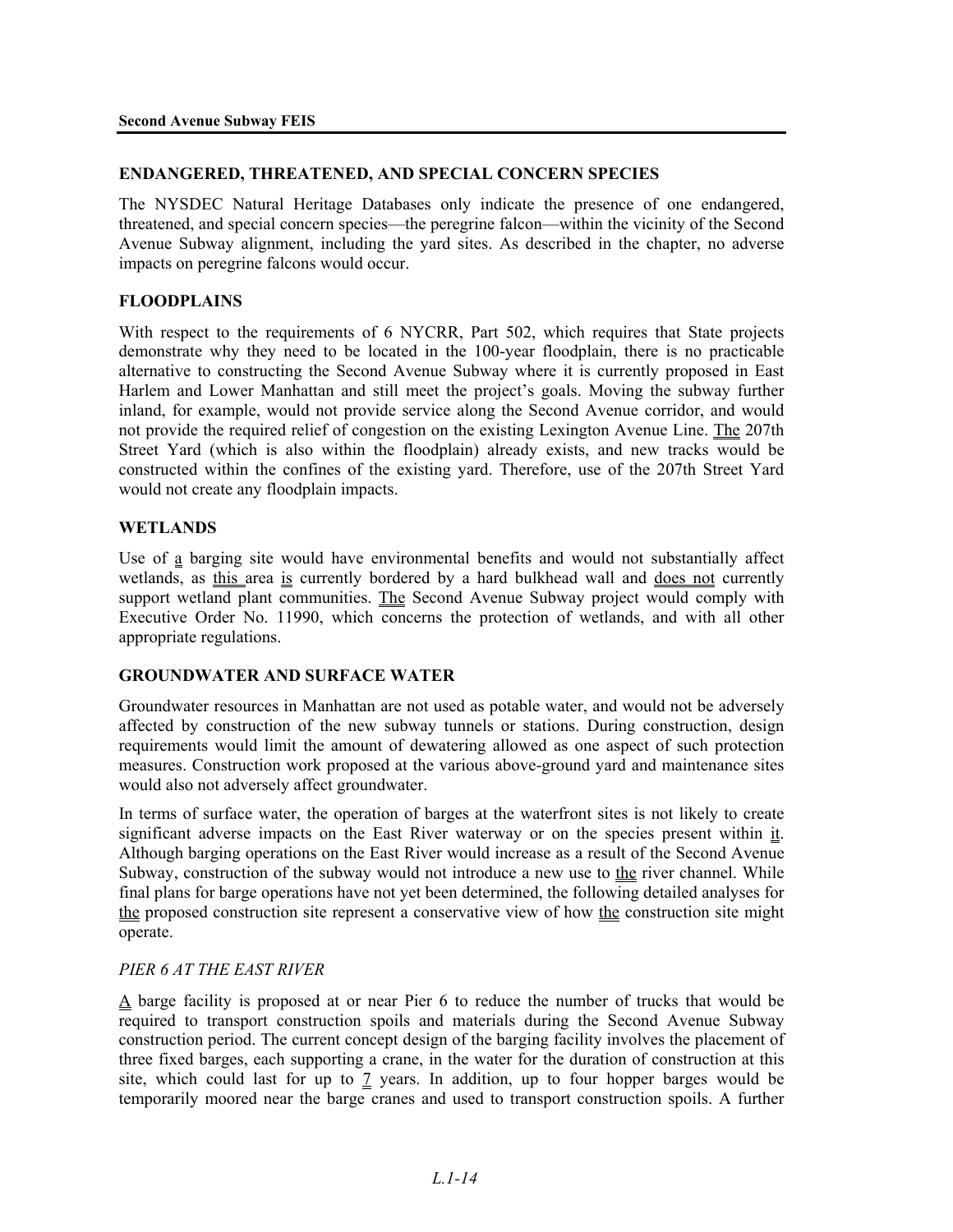## ENDANGERED, THREATENED, AND SPECIAL CONCERN SPECIES

The NYSDEC Natural Heritage Databases only indicate the presence of one endangered, threatened, and special concern species—the peregrine falcon—within the vicinity of the Second Avenue Subway alignment, including the yard sites. As described in the chapter, no adverse impacts on peregrine falcons would occur.

## FLOODPLAINS

With respect to the requirements of 6 NYCRR, Part 502, which requires that State projects demonstrate why they need to be located in the 100-year floodplain, there is no practicable alternative to constructing the Second Avenue Subway where it is currently proposed in East Harlem and Lower Manhattan and still meet the project's goals. Moving the subway further inland, for example, would not provide service along the Second Avenue corridor, and would not provide the required relief of congestion on the existing Lexington Avenue Line. The 207th Street Yard (which is also within the floodplain) already exists, and new tracks would be constructed within the confines of the existing yard. Therefore, use of the 207th Street Yard would not create any floodplain impacts.

## WETLANDS

Use of a barging site would have environmental benefits and would not substantially affect wetlands, as this area is currently bordered by a hard bulkhead wall and does not currently support wetland plant communities. The Second Avenue Subway project would comply with Executive Order No. 11990, which concerns the protection of wetlands, and with all other appropriate regulations.

## GROUNDWATER AND SURFACE WATER

Groundwater resources in Manhattan are not used as potable water, and would not be adversely affected by construction of the new subway tunnels or stations. During construction, design requirements would limit the amount of dewatering allowed as one aspect of such protection measures. Construction work proposed at the various above-ground yard and maintenance sites would also not adversely affect groundwater.

In terms of surface water, the operation of barges at the waterfront sites is not likely to create significant adverse impacts on the East River waterway or on the species present within it. Although barging operations on the East River would increase as a result of the Second Avenue Subway, construction of the subway would not introduce a new use to the river channel. While final plans for barge operations have not yet been determined, the following detailed analyses for the proposed construction site represent a conservative view of how the construction site might operate.

### *PIER 6 AT THE EAST RIVER*

A barge facility is proposed at or near Pier 6 to reduce the number of trucks that would be required to transport construction spoils and materials during the Second Avenue Subway construction period. The current concept design of the barging facility involves the placement of three fixed barges, each supporting a crane, in the water for the duration of construction at this site, which could last for up to 7 years. In addition, up to four hopper barges would be temporarily moored near the barge cranes and used to transport construction spoils. A further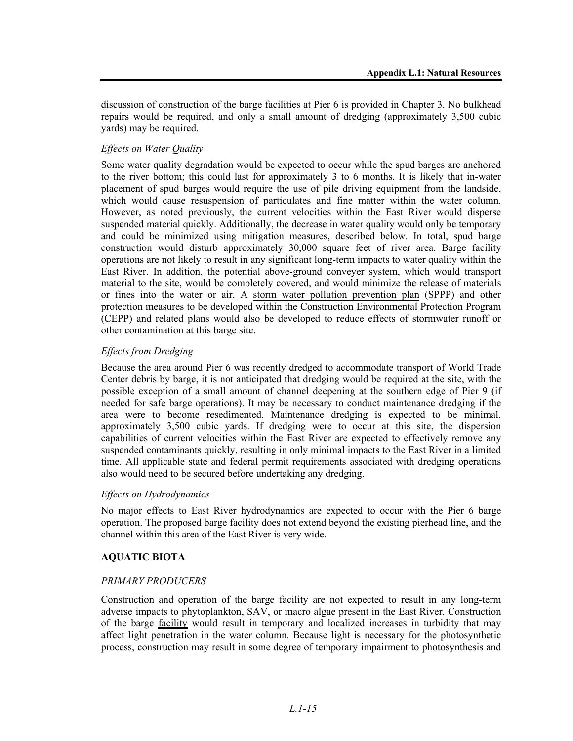discussion of construction of the barge facilities at Pier 6 is provided in Chapter 3. No bulkhead repairs would be required, and only a small amount of dredging (approximately 3,500 cubic yards) may be required.

*Effects on Water Quality*

Some water quality degradation would be expected to occur while the spud barges are anchored to the river bottom; this could last for approximately 3 to 6 months. It is likely that in-water placement of spud barges would require the use of pile driving equipment from the landside, which would cause resuspension of particulates and fine matter within the water column. However, as noted previously, the current velocities within the East River would disperse suspended material quickly. Additionally, the decrease in water quality would only be temporary and could be minimized using mitigation measures, described below. In total, spud barge construction would disturb approximately 30,000 square feet of river area. Barge facility operations are not likely to result in any significant long-term impacts to water quality within the East River. In addition, the potential above-ground conveyer system, which would transport material to the site, would be completely covered, and would minimize the release of materials or fines into the water or air. A storm water pollution prevention plan (SPPP) and other protection measures to be developed within the Construction Environmental Protection Program (CEPP) and related plans would also be developed to reduce effects of stormwater runoff or other contamination at this barge site.

*Effects from Dredging*

Because the area around Pier 6 was recently dredged to accommodate transport of World Trade Center debris by barge, it is not anticipated that dredging would be required at the site, with the possible exception of a small amount of channel deepening at the southern edge of Pier 9 (if needed for safe barge operations). It may be necessary to conduct maintenance dredging if the area were to become resedimented. Maintenance dredging is expected to be minimal, approximately 3,500 cubic yards. If dredging were to occur at this site, the dispersion capabilities of current velocities within the East River are expected to effectively remove any suspended contaminants quickly, resulting in only minimal impacts to the East River in a limited time. All applicable state and federal permit requirements associated with dredging operations also would need to be secured before undertaking any dredging.

*Effects on Hydrodynamics*

No major effects to East River hydrodynamics are expected to occur with the Pier 6 barge operation. The proposed barge facility does not extend beyond the existing pierhead line, and the channel within this area of the East River is very wide.

**AQUATIC BIOTA**

*PRIMARY PRODUCERS*

Construction and operation of the barge facility are not expected to result in any long-term adverse impacts to phytoplankton, SAV, or macro algae present in the East River. Construction of the barge facility would result in temporary and localized increases in turbidity that may affect light penetration in the water column. Because light is necessary for the photosynthetic process, construction may result in some degree of temporary impairment to photosynthesis and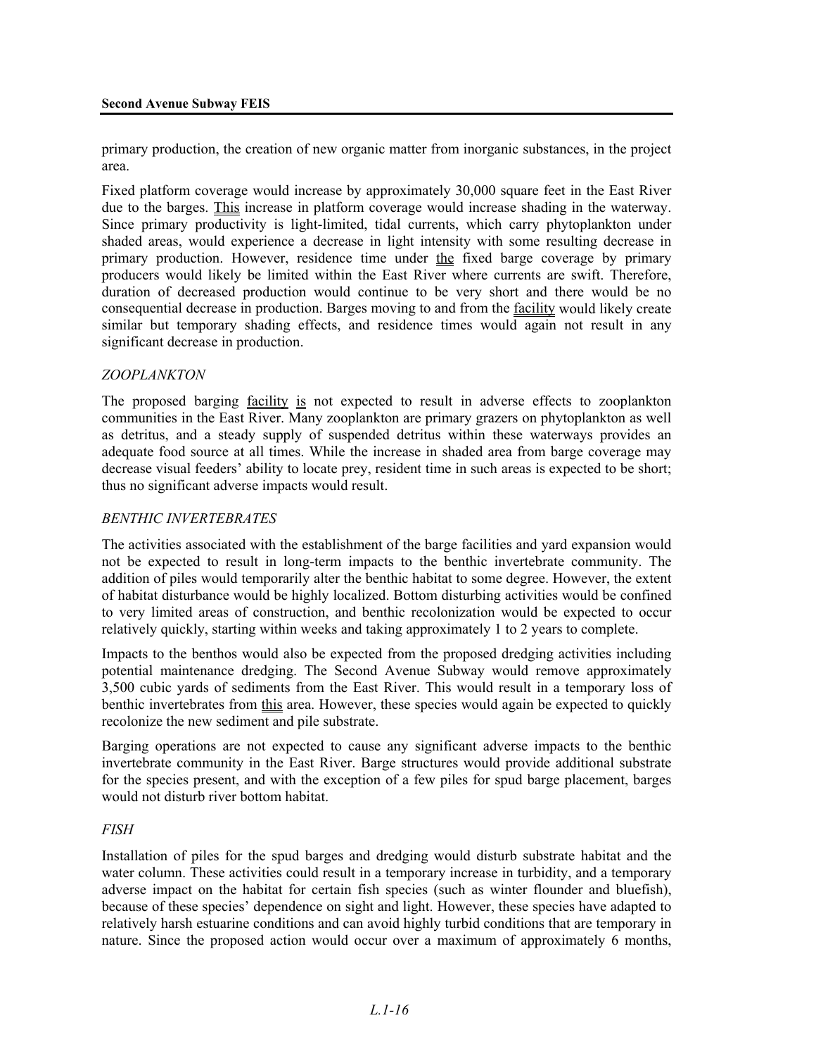primary production, the creation of new organic matter from inorganic substances, in the project area.

Fixed platform coverage would increase by approximately 30,000 square feet in the East River due to the barges. This increase in platform coverage would increase shading in the waterway. Since primary productivity is light-limited, tidal currents, which carry phytoplankton under shaded areas, would experience a decrease in light intensity with some resulting decrease in primary production. However, residence time under the fixed barge coverage by primary producers would likely be limited within the East River where currents are swift. Therefore, duration of decreased production would continue to be very short and there would be no consequential decrease in production. Barges moving to and from the facility would likely create similar but temporary shading effects, and residence times would again not result in any significant decrease in production.

*ZOOPLANKTON*

The proposed barging facility is not expected to result in adverse effects to zooplankton communities in the East River. Many zooplankton are primary grazers on phytoplankton as well as detritus, and a steady supply of suspended detritus within these waterways provides an adequate food source at all times. While the increase in shaded area from barge coverage may decrease visual feeders' ability to locate prey, resident time in such areas is expected to be short; thus no significant adverse impacts would result.

*BENTHIC INVERTEBRATES*

The activities associated with the establishment of the barge facilities and yard expansion would not be expected to result in long-term impacts to the benthic invertebrate community. The addition of piles would temporarily alter the benthic habitat to some degree. However, the extent of habitat disturbance would be highly localized. Bottom disturbing activities would be confined to very limited areas of construction, and benthic recolonization would be expected to occur relatively quickly, starting within weeks and taking approximately 1 to 2 years to complete.

Impacts to the benthos would also be expected from the proposed dredging activities including potential maintenance dredging. The Second Avenue Subway would remove approximately 3,500 cubic yards of sediments from the East River. This would result in a temporary loss of benthic invertebrates from this area. However, these species would again be expected to quickly recolonize the new sediment and pile substrate.

Barging operations are not expected to cause any significant adverse impacts to the benthic invertebrate community in the East River. Barge structures would provide additional substrate for the species present, and with the exception of a few piles for spud barge placement, barges would not disturb river bottom habitat.

*FISH*

Installation of piles for the spud barges and dredging would disturb substrate habitat and the water column. These activities could result in a temporary increase in turbidity, and a temporary adverse impact on the habitat for certain fish species (such as winter flounder and bluefish), because of these species' dependence on sight and light. However, these species have adapted to relatively harsh estuarine conditions and can avoid highly turbid conditions that are temporary in nature. Since the proposed action would occur over a maximum of approximately 6 months,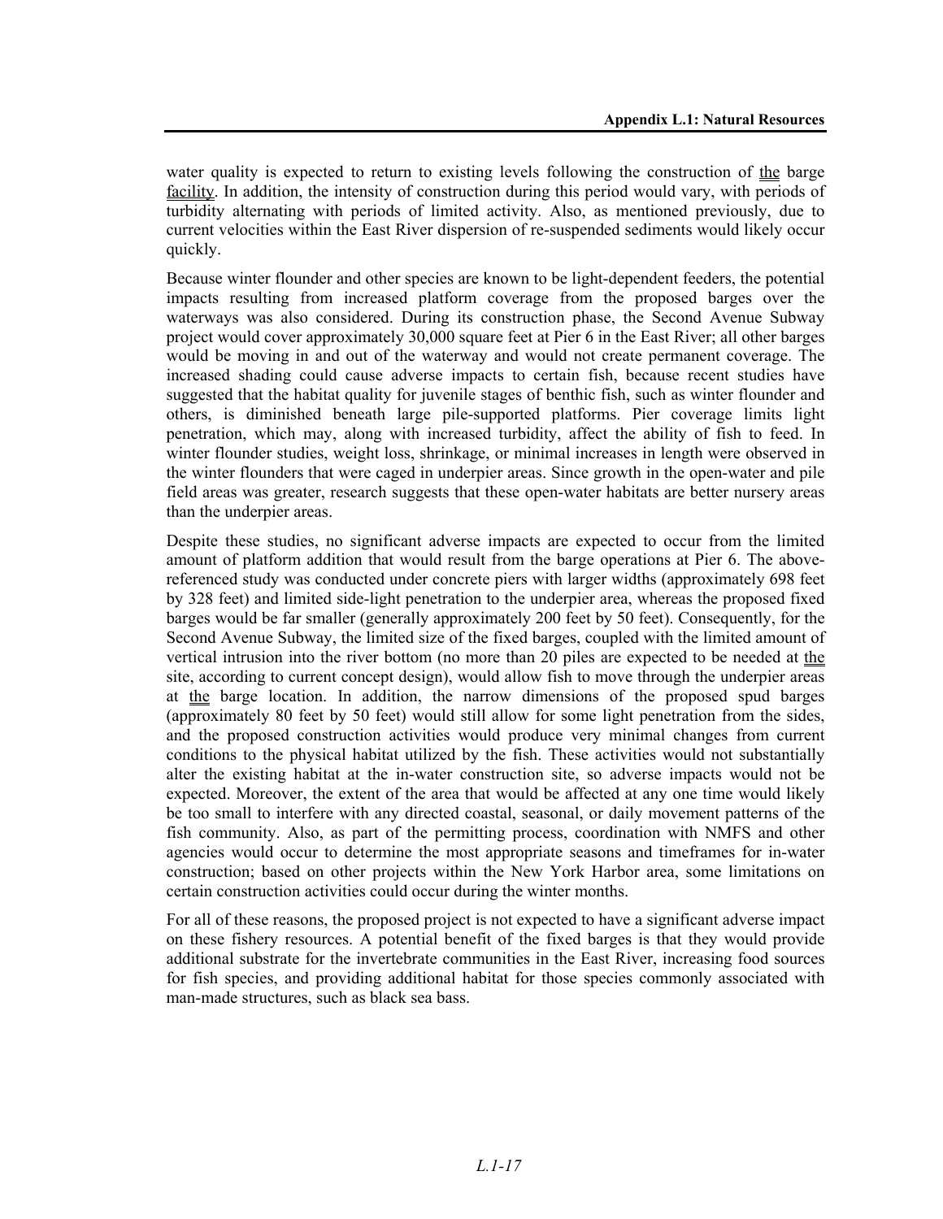water quality is expected to return to existing levels following the construction of the barge facility. In addition, the intensity of construction during this period would vary, with periods of turbidity alternating with periods of limited activity. Also, as mentioned previously, due to current velocities within the East River dispersion of re-suspended sediments would likely occur quickly.

Because winter flounder and other species are known to be light-dependent feeders, the potential impacts resulting from increased platform coverage from the proposed barges over the waterways was also considered. During its construction phase, the Second Avenue Subway project would cover approximately 30,000 square feet at Pier 6 in the East River; all other barges would be moving in and out of the waterway and would not create permanent coverage. The increased shading could cause adverse impacts to certain fish, because recent studies have suggested that the habitat quality for juvenile stages of benthic fish, such as winter flounder and others, is diminished beneath large pile-supported platforms. Pier coverage limits light penetration, which may, along with increased turbidity, affect the ability of fish to feed. In winter flounder studies, weight loss, shrinkage, or minimal increases in length were observed in the winter flounders that were caged in underpier areas. Since growth in the open-water and pile field areas was greater, research suggests that these open-water habitats are better nursery areas than the underpier areas.

Despite these studies, no significant adverse impacts are expected to occur from the limited amount of platform addition that would result from the barge operations at Pier 6. The above-referenced study was conducted under concrete piers with larger widths (approximately 698 feet by 328 feet) and limited side-light penetration to the underpier area, whereas the proposed fixed barges would be far smaller (generally approximately 200 feet by 50 feet). Consequently, for the Second Avenue Subway, the limited size of the fixed barges, coupled with the limited amount of vertical intrusion into the river bottom (no more than 20 piles are expected to be needed at the site, according to current concept design), would allow fish to move through the underpier areas at the barge location. In addition, the narrow dimensions of the proposed spud barges (approximately 80 feet by 50 feet) would still allow for some light penetration from the sides, and the proposed construction activities would produce very minimal changes from current conditions to the physical habitat utilized by the fish. These activities would not substantially alter the existing habitat at the in-water construction site, so adverse impacts would not be expected. Moreover, the extent of the area that would be affected at any one time would likely be too small to interfere with any directed coastal, seasonal, or daily movement patterns of the fish community. Also, as part of the permitting process, coordination with NMFS and other agencies would occur to determine the most appropriate seasons and timeframes for in-water construction; based on other projects within the New York Harbor area, some limitations on certain construction activities could occur during the winter months.

For all of these reasons, the proposed project is not expected to have a significant adverse impact on these fishery resources. A potential benefit of the fixed barges is that they would provide additional substrate for the invertebrate communities in the East River, increasing food sources for fish species, and providing additional habitat for those species commonly associated with man-made structures, such as black sea bass.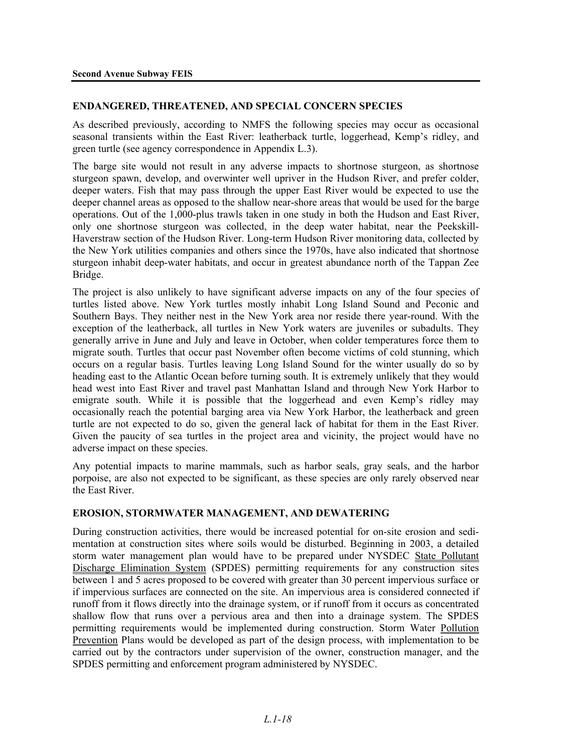## ENDANGERED, THREATENED, AND SPECIAL CONCERN SPECIES

As described previously, according to NMFS the following species may occur as occasional seasonal transients within the East River: leatherback turtle, loggerhead, Kemp's ridley, and green turtle (see agency correspondence in Appendix L.3).

The barge site would not result in any adverse impacts to shortnose sturgeon, as shortnose sturgeon spawn, develop, and overwinter well upriver in the Hudson River, and prefer colder, deeper waters. Fish that may pass through the upper East River would be expected to use the deeper channel areas as opposed to the shallow near-shore areas that would be used for the barge operations. Out of the 1,000-plus trawls taken in one study in both the Hudson and East River, only one shortnose sturgeon was collected, in the deep water habitat, near the Peekskill-Haverstraw section of the Hudson River. Long-term Hudson River monitoring data, collected by the New York utilities companies and others since the 1970s, have also indicated that shortnose sturgeon inhabit deep-water habitats, and occur in greatest abundance north of the Tappan Zee Bridge.

The project is also unlikely to have significant adverse impacts on any of the four species of turtles listed above. New York turtles mostly inhabit Long Island Sound and Peconic and Southern Bays. They neither nest in the New York area nor reside there year-round. With the exception of the leatherback, all turtles in New York waters are juveniles or subadults. They generally arrive in June and July and leave in October, when colder temperatures force them to migrate south. Turtles that occur past November often become victims of cold stunning, which occurs on a regular basis. Turtles leaving Long Island Sound for the winter usually do so by heading east to the Atlantic Ocean before turning south. It is extremely unlikely that they would head west into East River and travel past Manhattan Island and through New York Harbor to emigrate south. While it is possible that the loggerhead and even Kemp's ridley may occasionally reach the potential barging area via New York Harbor, the leatherback and green turtle are not expected to do so, given the general lack of habitat for them in the East River. Given the paucity of sea turtles in the project area and vicinity, the project would have no adverse impact on these species.

Any potential impacts to marine mammals, such as harbor seals, gray seals, and the harbor porpoise, are also not expected to be significant, as these species are only rarely observed near the East River.

## EROSION, STORMWATER MANAGEMENT, AND DEWATERING

During construction activities, there would be increased potential for on-site erosion and sedimentation at construction sites where soils would be disturbed. Beginning in 2003, a detailed storm water management plan would have to be prepared under NYSDEC State Pollutant Discharge Elimination System (SPDES) permitting requirements for any construction sites between 1 and 5 acres proposed to be covered with greater than 30 percent impervious surface or if impervious surfaces are connected on the site. An impervious area is considered connected if runoff from it flows directly into the drainage system, or if runoff from it occurs as concentrated shallow flow that runs over a pervious area and then into a drainage system. The SPDES permitting requirements would be implemented during construction. Storm Water Pollution Prevention Plans would be developed as part of the design process, with implementation to be carried out by the contractors under supervision of the owner, construction manager, and the SPDES permitting and enforcement program administered by NYSDEC.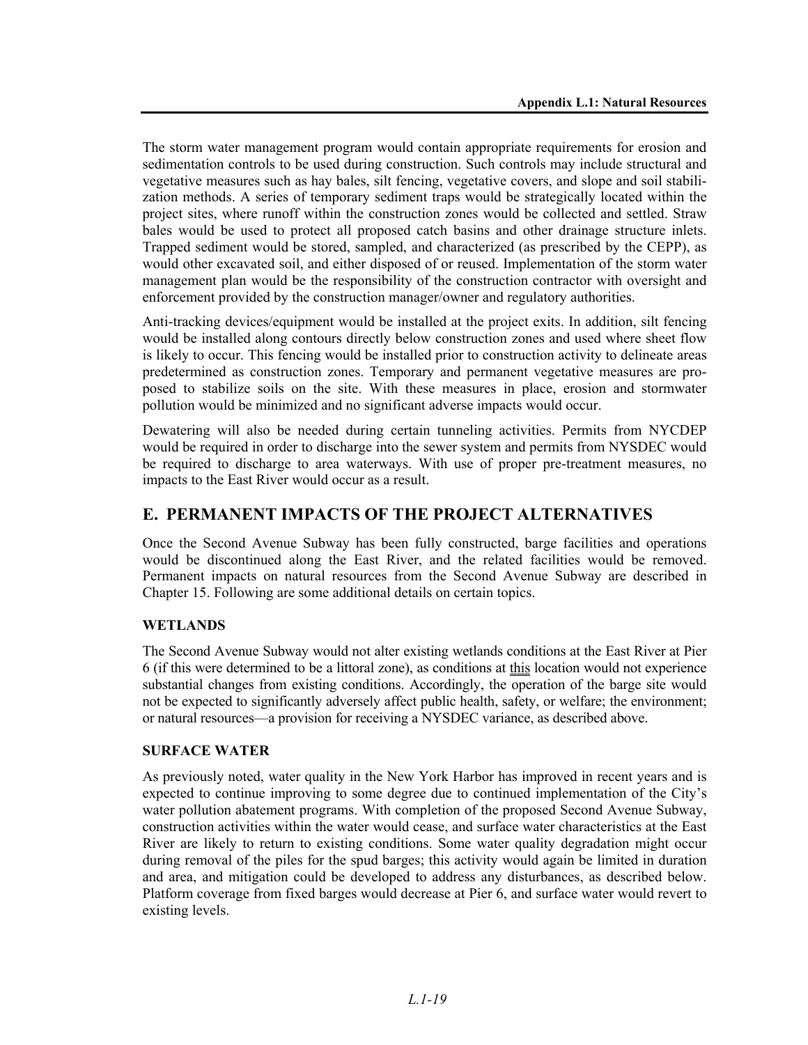The storm water management program would contain appropriate requirements for erosion and sedimentation controls to be used during construction. Such controls may include structural and vegetative measures such as hay bales, silt fencing, vegetative covers, and slope and soil stabilization methods. A series of temporary sediment traps would be strategically located within the project sites, where runoff within the construction zones would be collected and settled. Straw bales would be used to protect all proposed catch basins and other drainage structure inlets. Trapped sediment would be stored, sampled, and characterized (as prescribed by the CEPP), as would other excavated soil, and either disposed of or reused. Implementation of the storm water management plan would be the responsibility of the construction contractor with oversight and enforcement provided by the construction manager/owner and regulatory authorities.

Anti-tracking devices/equipment would be installed at the project exits. In addition, silt fencing would be installed along contours directly below construction zones and used where sheet flow is likely to occur. This fencing would be installed prior to construction activity to delineate areas predetermined as construction zones. Temporary and permanent vegetative measures are proposed to stabilize soils on the site. With these measures in place, erosion and stormwater pollution would be minimized and no significant adverse impacts would occur.

Dewatering will also be needed during certain tunneling activities. Permits from NYCDEP would be required in order to discharge into the sewer system and permits from NYSDEC would be required to discharge to area waterways. With use of proper pre-treatment measures, no impacts to the East River would occur as a result.

## E. PERMANENT IMPACTS OF THE PROJECT ALTERNATIVES

Once the Second Avenue Subway has been fully constructed, barge facilities and operations would be discontinued along the East River, and the related facilities would be removed. Permanent impacts on natural resources from the Second Avenue Subway are described in Chapter 15. Following are some additional details on certain topics.

### WETLANDS

The Second Avenue Subway would not alter existing wetlands conditions at the East River at Pier 6 (if this were determined to be a littoral zone), as conditions at this location would not experience substantial changes from existing conditions. Accordingly, the operation of the barge site would not be expected to significantly adversely affect public health, safety, or welfare; the environment; or natural resources—a provision for receiving a NYSDEC variance, as described above.

### SURFACE WATER

As previously noted, water quality in the New York Harbor has improved in recent years and is expected to continue improving to some degree due to continued implementation of the City's water pollution abatement programs. With completion of the proposed Second Avenue Subway, construction activities within the water would cease, and surface water characteristics at the East River are likely to return to existing conditions. Some water quality degradation might occur during removal of the piles for the spud barges; this activity would again be limited in duration and area, and mitigation could be developed to address any disturbances, as described below. Platform coverage from fixed barges would decrease at Pier 6, and surface water would revert to existing levels.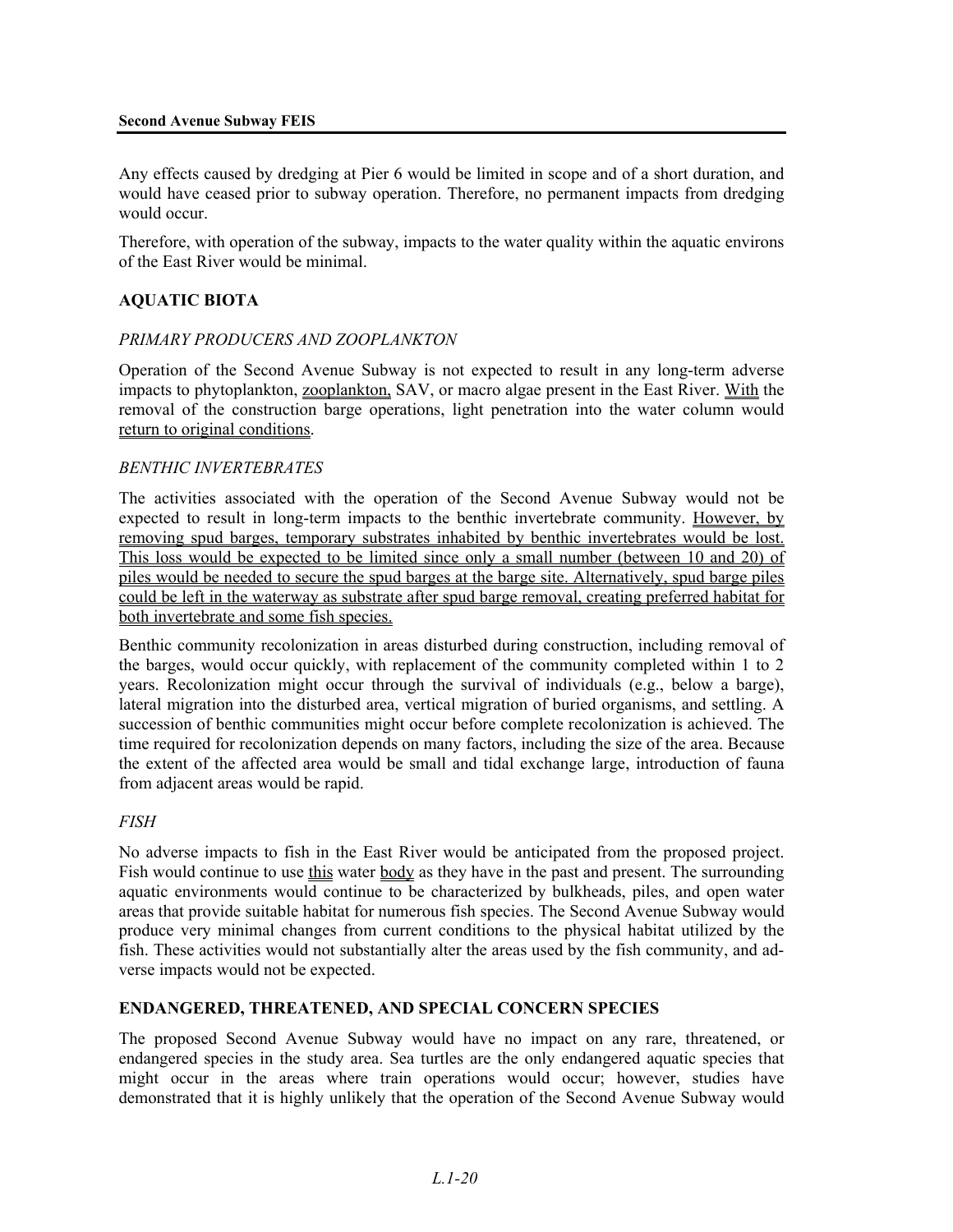Any effects caused by dredging at Pier 6 would be limited in scope and of a short duration, and would have ceased prior to subway operation. Therefore, no permanent impacts from dredging would occur.

Therefore, with operation of the subway, impacts to the water quality within the aquatic environs of the East River would be minimal.

### AQUATIC BIOTA

#### *PRIMARY PRODUCERS AND ZOOPLANKTON*

Operation of the Second Avenue Subway is not expected to result in any long-term adverse impacts to phytoplankton, zooplankton, SAV, or macro algae present in the East River. With the removal of the construction barge operations, light penetration into the water column would return to original conditions.

#### *BENTHIC INVERTEBRATES*

The activities associated with the operation of the Second Avenue Subway would not be expected to result in long-term impacts to the benthic invertebrate community. However, by removing spud barges, temporary substrates inhabited by benthic invertebrates would be lost. This loss would be expected to be limited since only a small number (between 10 and 20) of piles would be needed to secure the spud barges at the barge site. Alternatively, spud barge piles could be left in the waterway as substrate after spud barge removal, creating preferred habitat for both invertebrate and some fish species.

Benthic community recolonization in areas disturbed during construction, including removal of the barges, would occur quickly, with replacement of the community completed within 1 to 2 years. Recolonization might occur through the survival of individuals (e.g., below a barge), lateral migration into the disturbed area, vertical migration of buried organisms, and settling. A succession of benthic communities might occur before complete recolonization is achieved. The time required for recolonization depends on many factors, including the size of the area. Because the extent of the affected area would be small and tidal exchange large, introduction of fauna from adjacent areas would be rapid.

#### *FISH*

No adverse impacts to fish in the East River would be anticipated from the proposed project. Fish would continue to use this water body as they have in the past and present. The surrounding aquatic environments would continue to be characterized by bulkheads, piles, and open water areas that provide suitable habitat for numerous fish species. The Second Avenue Subway would produce very minimal changes from current conditions to the physical habitat utilized by the fish. These activities would not substantially alter the areas used by the fish community, and adverse impacts would not be expected.

### ENDANGERED, THREATENED, AND SPECIAL CONCERN SPECIES

The proposed Second Avenue Subway would have no impact on any rare, threatened, or endangered species in the study area. Sea turtles are the only endangered aquatic species that might occur in the areas where train operations would occur; however, studies have demonstrated that it is highly unlikely that the operation of the Second Avenue Subway would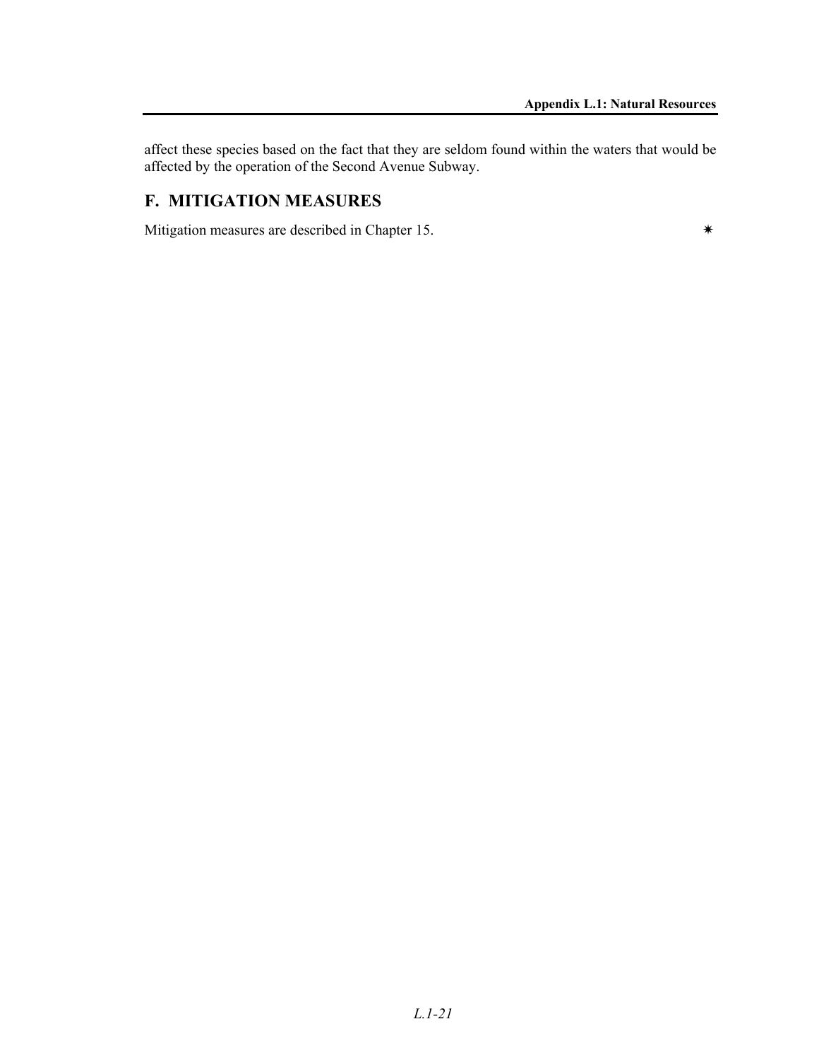affect these species based on the fact that they are seldom found within the waters that would be affected by the operation of the Second Avenue Subway.

## F. MITIGATION MEASURES

Mitigation measures are described in Chapter 15. ✷